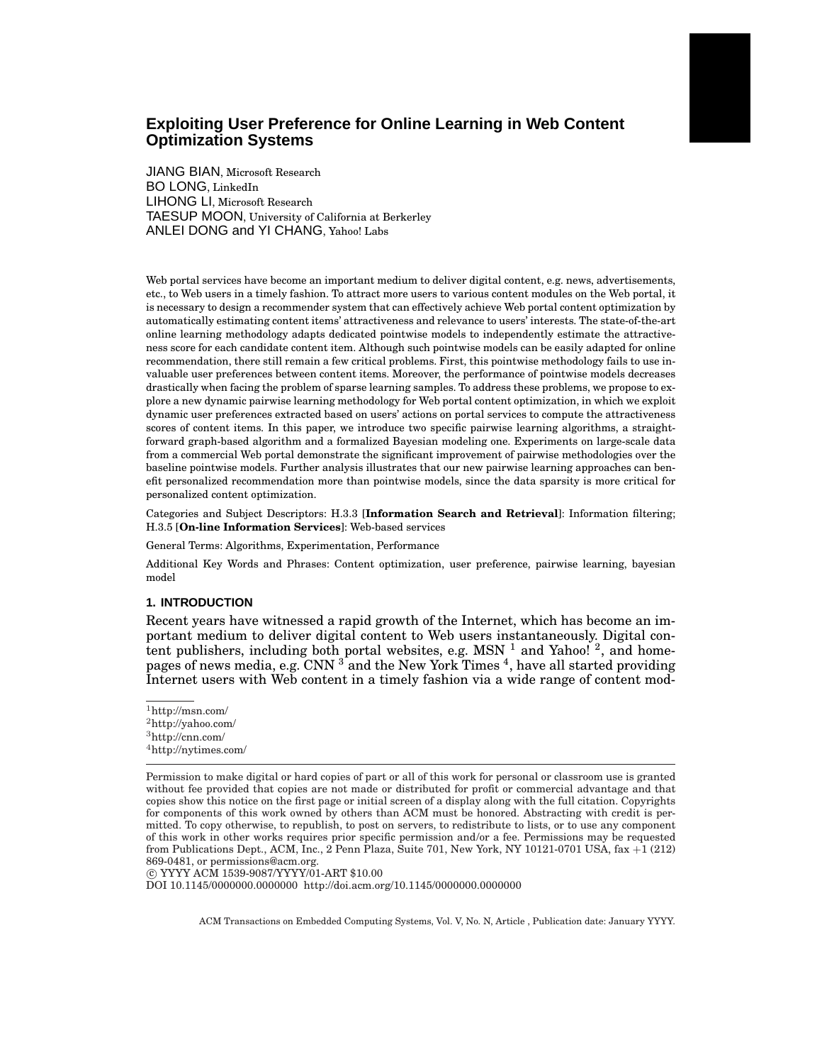# Exploiting User Preference for Online Learning in Web Content Optimization Systems

JIANG BIAN, Microsoft Research
BO LONG, LinkedIn
LIHONG LI, Microsoft Research
TAESUP MOON, University of California at Berkerley
ANLEI DONG and YI CHANG, Yahoo! Labs

Web portal services have become an important medium to deliver digital content, e.g. news, advertisements, etc., to Web users in a timely fashion. To attract more users to various content modules on the Web portal, it is necessary to design a recommender system that can effectively achieve Web portal content optimization by automatically estimating content items' attractiveness and relevance to users' interests. The state-of-the-art online learning methodology adapts dedicated pointwise models to independently estimate the attractiveness score for each candidate content item. Although such pointwise models can be easily adapted for online recommendation, there still remain a few critical problems. First, this pointwise methodology fails to use invaluable user preferences between content items. Moreover, the performance of pointwise models decreases drastically when facing the problem of sparse learning samples. To address these problems, we propose to explore a new dynamic pairwise learning methodology for Web portal content optimization, in which we exploit dynamic user preferences extracted based on users' actions on portal services to compute the attractiveness scores of content items. In this paper, we introduce two specific pairwise learning algorithms, a straightforward graph-based algorithm and a formalized Bayesian modeling one. Experiments on large-scale data from a commercial Web portal demonstrate the significant improvement of pairwise methodologies over the baseline pointwise models. Further analysis illustrates that our new pairwise learning approaches can benefit personalized recommendation more than pointwise models, since the data sparsity is more critical for personalized content optimization.

Categories and Subject Descriptors: H.3.3 [**Information Search and Retrieval**]: Information filtering; H.3.5 [**On-line Information Services**]: Web-based services

General Terms: Algorithms, Experimentation, Performance

Additional Key Words and Phrases: Content optimization, user preference, pairwise learning, bayesian model

## 1. INTRODUCTION

Recent years have witnessed a rapid growth of the Internet, which has become an important medium to deliver digital content to Web users instantaneously. Digital content publishers, including both portal websites, e.g. MSN [1] and Yahoo! [2], and homepages of news media, e.g. CNN [3] and the New York Times [4], have all started providing Internet users with Web content in a timely fashion via a wide range of content mod-

[1] http://msn.com/
[2] http://yahoo.com/
[3] http://cnn.com/
[4] http://nytimes.com/

Permission to make digital or hard copies of part or all of this work for personal or classroom use is granted without fee provided that copies are not made or distributed for profit or commercial advantage and that copies show this notice on the first page or initial screen of a display along with the full citation. Copyrights for components of this work owned by others than ACM must be honored. Abstracting with credit is permitted. To copy otherwise, to republish, to post on servers, to redistribute to lists, or to use any component of this work in other works requires prior specific permission and/or a fee. Permissions may be requested from Publications Dept., ACM, Inc., 2 Penn Plaza, Suite 701, New York, NY 10121-0701 USA, fax +1 (212) 869-0481, or permissions@acm.org.
© YYYY ACM 1539-9087/YYYY/01-ART $10.00
DOI 10.1145/0000000.0000000 http://doi.acm.org/10.1145/0000000.0000000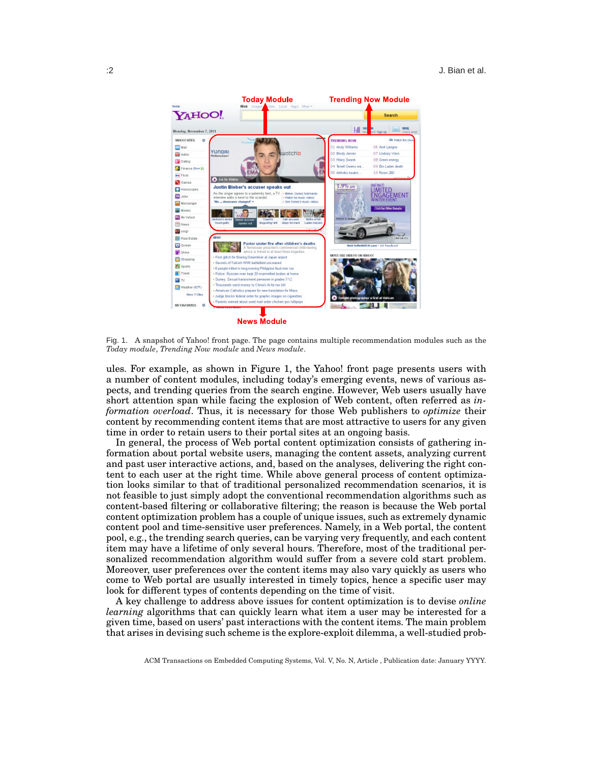Fig. 1. A snapshot of Yahoo! front page. The page contains multiple recommendation modules such as the *Today module*, *Trending Now module* and *News module*.

ules. For example, as shown in Figure 1, the Yahoo! front page presents users with a number of content modules, including today's emerging events, news of various aspects, and trending queries from the search engine. However, Web users usually have short attention span while facing the explosion of Web content, often referred as *information overload*. Thus, it is necessary for those Web publishers to *optimize* their content by recommending content items that are most attractive to users for any given time in order to retain users to their portal sites at an ongoing basis.

In general, the process of Web portal content optimization consists of gathering information about portal website users, managing the content assets, analyzing current and past user interactive actions, and, based on the analyses, delivering the right content to each user at the right time. While above general process of content optimization looks similar to that of traditional personalized recommendation scenarios, it is not feasible to just simply adopt the conventional recommendation algorithms such as content-based filtering or collaborative filtering; the reason is because the Web portal content optimization problem has a couple of unique issues, such as extremely dynamic content pool and time-sensitive user preferences. Namely, in a Web portal, the content pool, e.g., the trending search queries, can be varying very frequently, and each content item may have a lifetime of only several hours. Therefore, most of the traditional personalized recommendation algorithm would suffer from a severe cold start problem. Moreover, user preferences over the content items may also vary quickly as users who come to Web portal are usually interested in timely topics, hence a specific user may look for different types of contents depending on the time of visit.

A key challenge to address above issues for content optimization is to devise *online learning* algorithms that can quickly learn what item a user may be interested for a given time, based on users' past interactions with the content items. The main problem that arises in devising such scheme is the explore-exploit dilemma, a well-studied prob-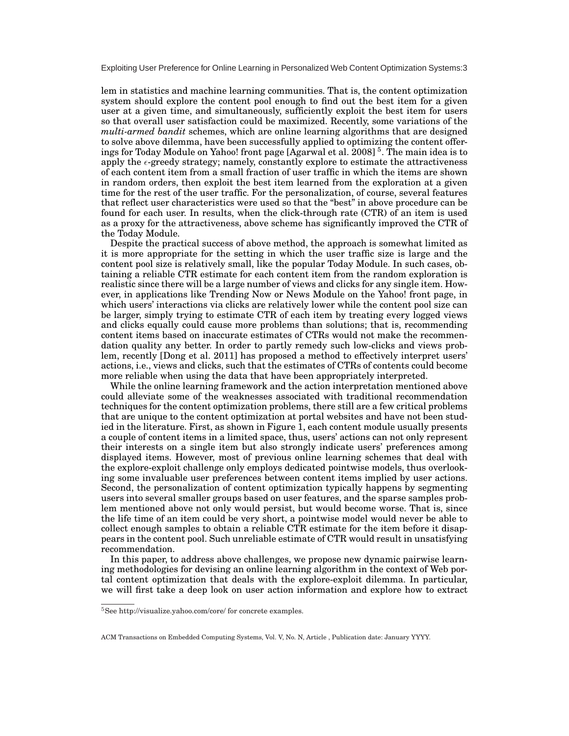lem in statistics and machine learning communities. That is, the content optimization system should explore the content pool enough to find out the best item for a given user at a given time, and simultaneously, sufficiently exploit the best item for users so that overall user satisfaction could be maximized. Recently, some variations of the *multi-armed bandit* schemes, which are online learning algorithms that are designed to solve above dilemma, have been successfully applied to optimizing the content offerings for Today Module on Yahoo! front page [Agarwal et al. 2008] [5]. The main idea is to apply the $\epsilon$-greedy strategy; namely, constantly explore to estimate the attractiveness of each content item from a small fraction of user traffic in which the items are shown in random orders, then exploit the best item learned from the exploration at a given time for the rest of the user traffic. For the personalization, of course, several features that reflect user characteristics were used so that the "best" in above procedure can be found for each user. In results, when the click-through rate (CTR) of an item is used as a proxy for the attractiveness, above scheme has significantly improved the CTR of the Today Module.

Despite the practical success of above method, the approach is somewhat limited as it is more appropriate for the setting in which the user traffic size is large and the content pool size is relatively small, like the popular Today Module. In such cases, obtaining a reliable CTR estimate for each content item from the random exploration is realistic since there will be a large number of views and clicks for any single item. However, in applications like Trending Now or News Module on the Yahoo! front page, in which users' interactions via clicks are relatively lower while the content pool size can be larger, simply trying to estimate CTR of each item by treating every logged views and clicks equally could cause more problems than solutions; that is, recommending content items based on inaccurate estimates of CTRs would not make the recommendation quality any better. In order to partly remedy such low-clicks and views problem, recently [Dong et al. 2011] has proposed a method to effectively interpret users' actions, i.e., views and clicks, such that the estimates of CTRs of contents could become more reliable when using the data that have been appropriately interpreted.

While the online learning framework and the action interpretation mentioned above could alleviate some of the weaknesses associated with traditional recommendation techniques for the content optimization problems, there still are a few critical problems that are unique to the content optimization at portal websites and have not been studied in the literature. First, as shown in Figure 1, each content module usually presents a couple of content items in a limited space, thus, users' actions can not only represent their interests on a single item but also strongly indicate users' preferences among displayed items. However, most of previous online learning schemes that deal with the explore-exploit challenge only employs dedicated pointwise models, thus overlooking some invaluable user preferences between content items implied by user actions. Second, the personalization of content optimization typically happens by segmenting users into several smaller groups based on user features, and the sparse samples problem mentioned above not only would persist, but would become worse. That is, since the life time of an item could be very short, a pointwise model would never be able to collect enough samples to obtain a reliable CTR estimate for the item before it disappears in the content pool. Such unreliable estimate of CTR would result in unsatisfying recommendation.

In this paper, to address above challenges, we propose new dynamic pairwise learning methodologies for devising an online learning algorithm in the context of Web portal content optimization that deals with the explore-exploit dilemma. In particular, we will first take a deep look on user action information and explore how to extract

[5] See http://visualize.yahoo.com/core/ for concrete examples.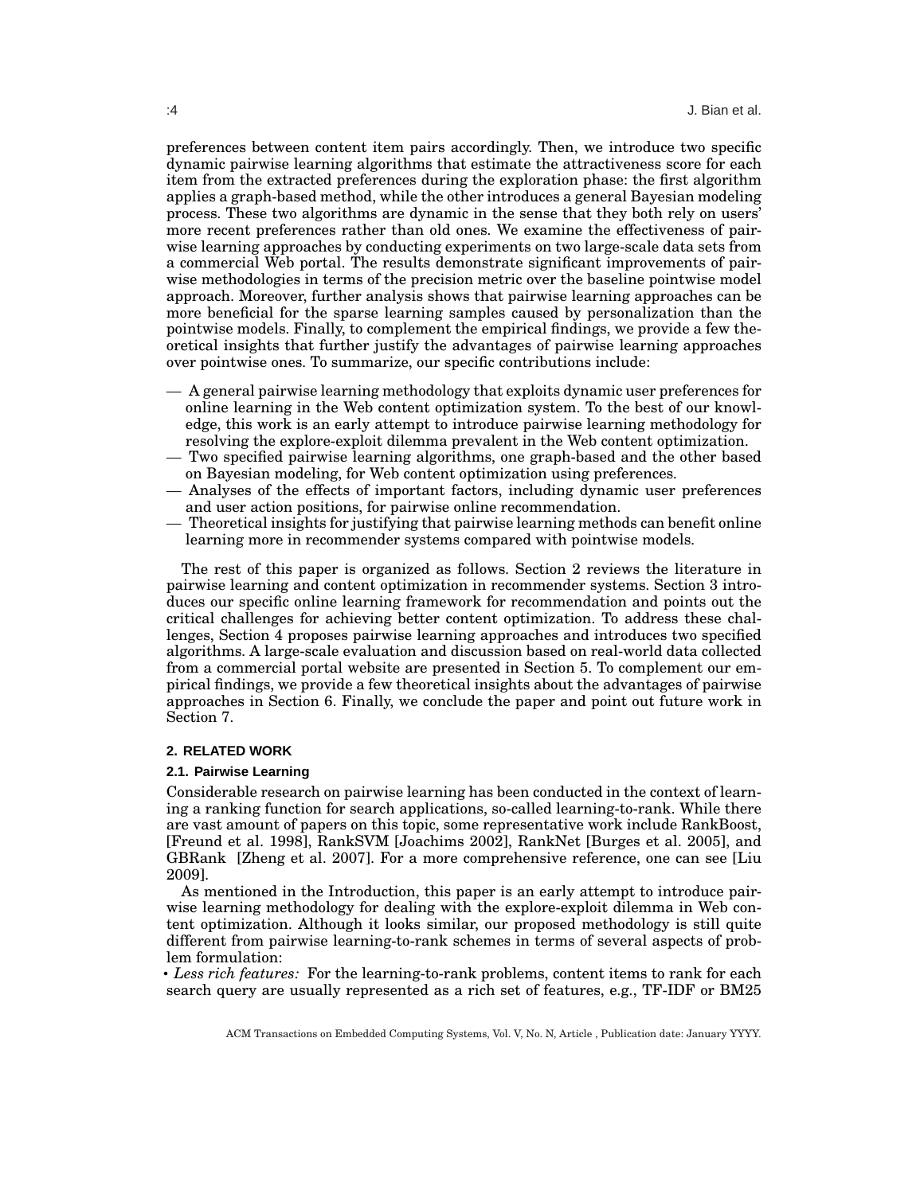preferences between content item pairs accordingly. Then, we introduce two specific dynamic pairwise learning algorithms that estimate the attractiveness score for each item from the extracted preferences during the exploration phase: the first algorithm applies a graph-based method, while the other introduces a general Bayesian modeling process. These two algorithms are dynamic in the sense that they both rely on users' more recent preferences rather than old ones. We examine the effectiveness of pairwise learning approaches by conducting experiments on two large-scale data sets from a commercial Web portal. The results demonstrate significant improvements of pairwise methodologies in terms of the precision metric over the baseline pointwise model approach. Moreover, further analysis shows that pairwise learning approaches can be more beneficial for the sparse learning samples caused by personalization than the pointwise models. Finally, to complement the empirical findings, we provide a few theoretical insights that further justify the advantages of pairwise learning approaches over pointwise ones. To summarize, our specific contributions include:

— A general pairwise learning methodology that exploits dynamic user preferences for online learning in the Web content optimization system. To the best of our knowledge, this work is an early attempt to introduce pairwise learning methodology for resolving the explore-exploit dilemma prevalent in the Web content optimization.
— Two specified pairwise learning algorithms, one graph-based and the other based on Bayesian modeling, for Web content optimization using preferences.
— Analyses of the effects of important factors, including dynamic user preferences and user action positions, for pairwise online recommendation.
— Theoretical insights for justifying that pairwise learning methods can benefit online learning more in recommender systems compared with pointwise models.

The rest of this paper is organized as follows. Section 2 reviews the literature in pairwise learning and content optimization in recommender systems. Section 3 introduces our specific online learning framework for recommendation and points out the critical challenges for achieving better content optimization. To address these challenges, Section 4 proposes pairwise learning approaches and introduces two specified algorithms. A large-scale evaluation and discussion based on real-world data collected from a commercial portal website are presented in Section 5. To complement our empirical findings, we provide a few theoretical insights about the advantages of pairwise approaches in Section 6. Finally, we conclude the paper and point out future work in Section 7.

## 2. RELATED WORK

### 2.1. Pairwise Learning

Considerable research on pairwise learning has been conducted in the context of learning a ranking function for search applications, so-called learning-to-rank. While there are vast amount of papers on this topic, some representative work include RankBoost, [Freund et al. 1998], RankSVM [Joachims 2002], RankNet [Burges et al. 2005], and GBRank [Zheng et al. 2007]. For a more comprehensive reference, one can see [Liu 2009].

As mentioned in the Introduction, this paper is an early attempt to introduce pairwise learning methodology for dealing with the explore-exploit dilemma in Web content optimization. Although it looks similar, our proposed methodology is still quite different from pairwise learning-to-rank schemes in terms of several aspects of problem formulation:

• *Less rich features:* For the learning-to-rank problems, content items to rank for each search query are usually represented as a rich set of features, e.g., TF-IDF or BM25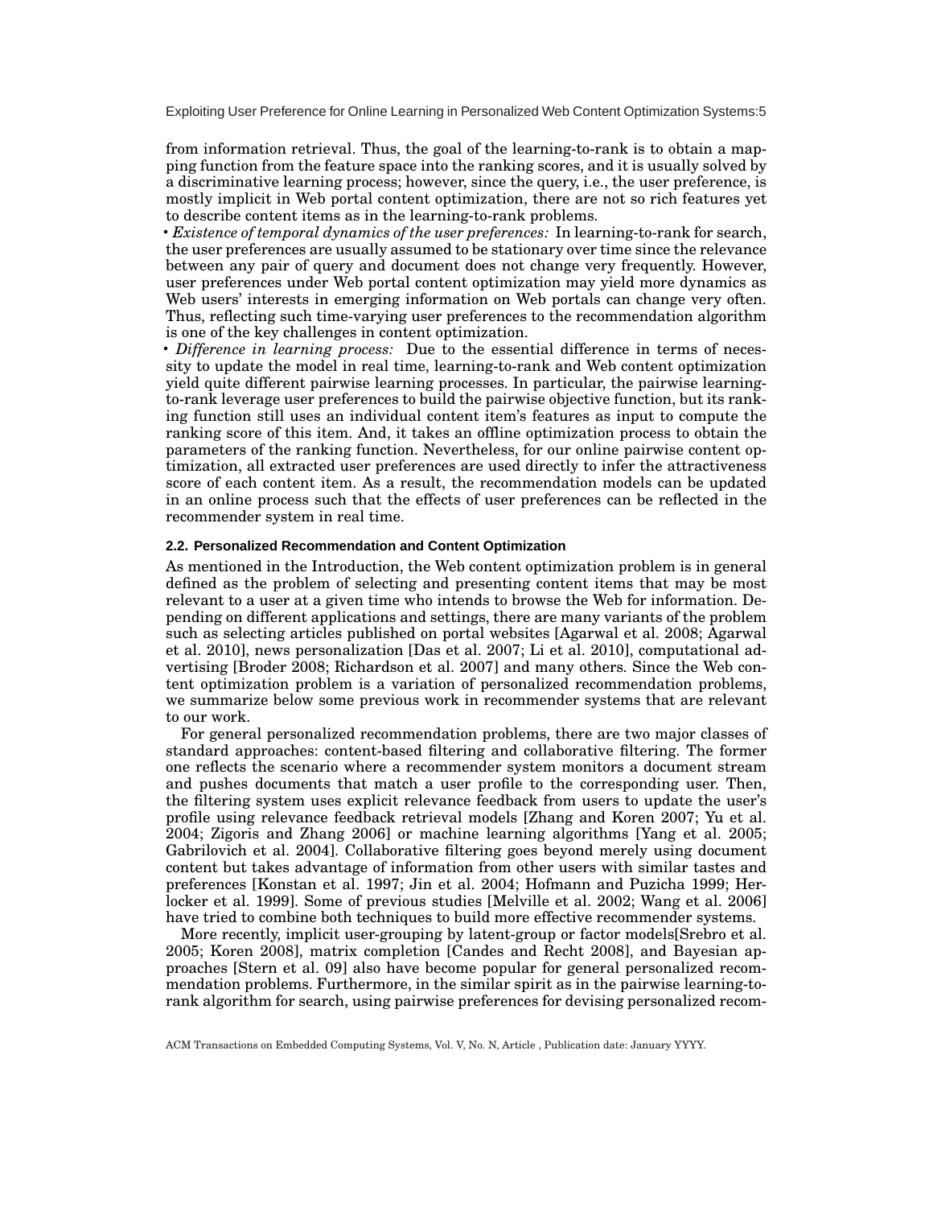from information retrieval. Thus, the goal of the learning-to-rank is to obtain a mapping function from the feature space into the ranking scores, and it is usually solved by a discriminative learning process; however, since the query, i.e., the user preference, is mostly implicit in Web portal content optimization, there are not so rich features yet to describe content items as in the learning-to-rank problems.

• *Existence of temporal dynamics of the user preferences:* In learning-to-rank for search, the user preferences are usually assumed to be stationary over time since the relevance between any pair of query and document does not change very frequently. However, user preferences under Web portal content optimization may yield more dynamics as Web users' interests in emerging information on Web portals can change very often. Thus, reflecting such time-varying user preferences to the recommendation algorithm is one of the key challenges in content optimization.

• *Difference in learning process:* Due to the essential difference in terms of necessity to update the model in real time, learning-to-rank and Web content optimization yield quite different pairwise learning processes. In particular, the pairwise learning-to-rank leverage user preferences to build the pairwise objective function, but its ranking function still uses an individual content item's features as input to compute the ranking score of this item. And, it takes an offline optimization process to obtain the parameters of the ranking function. Nevertheless, for our online pairwise content optimization, all extracted user preferences are used directly to infer the attractiveness score of each content item. As a result, the recommendation models can be updated in an online process such that the effects of user preferences can be reflected in the recommender system in real time.

### 2.2. Personalized Recommendation and Content Optimization

As mentioned in the Introduction, the Web content optimization problem is in general defined as the problem of selecting and presenting content items that may be most relevant to a user at a given time who intends to browse the Web for information. Depending on different applications and settings, there are many variants of the problem such as selecting articles published on portal websites [Agarwal et al. 2008; Agarwal et al. 2010], news personalization [Das et al. 2007; Li et al. 2010], computational advertising [Broder 2008; Richardson et al. 2007] and many others. Since the Web content optimization problem is a variation of personalized recommendation problems, we summarize below some previous work in recommender systems that are relevant to our work.

For general personalized recommendation problems, there are two major classes of standard approaches: content-based filtering and collaborative filtering. The former one reflects the scenario where a recommender system monitors a document stream and pushes documents that match a user profile to the corresponding user. Then, the filtering system uses explicit relevance feedback from users to update the user's profile using relevance feedback retrieval models [Zhang and Koren 2007; Yu et al. 2004; Zigoris and Zhang 2006] or machine learning algorithms [Yang et al. 2005; Gabrilovich et al. 2004]. Collaborative filtering goes beyond merely using document content but takes advantage of information from other users with similar tastes and preferences [Konstan et al. 1997; Jin et al. 2004; Hofmann and Puzicha 1999; Herlocker et al. 1999]. Some of previous studies [Melville et al. 2002; Wang et al. 2006] have tried to combine both techniques to build more effective recommender systems.

More recently, implicit user-grouping by latent-group or factor models[Srebro et al. 2005; Koren 2008], matrix completion [Candes and Recht 2008], and Bayesian approaches [Stern et al. 09] also have become popular for general personalized recommendation problems. Furthermore, in the similar spirit as in the pairwise learning-to-rank algorithm for search, using pairwise preferences for devising personalized recom-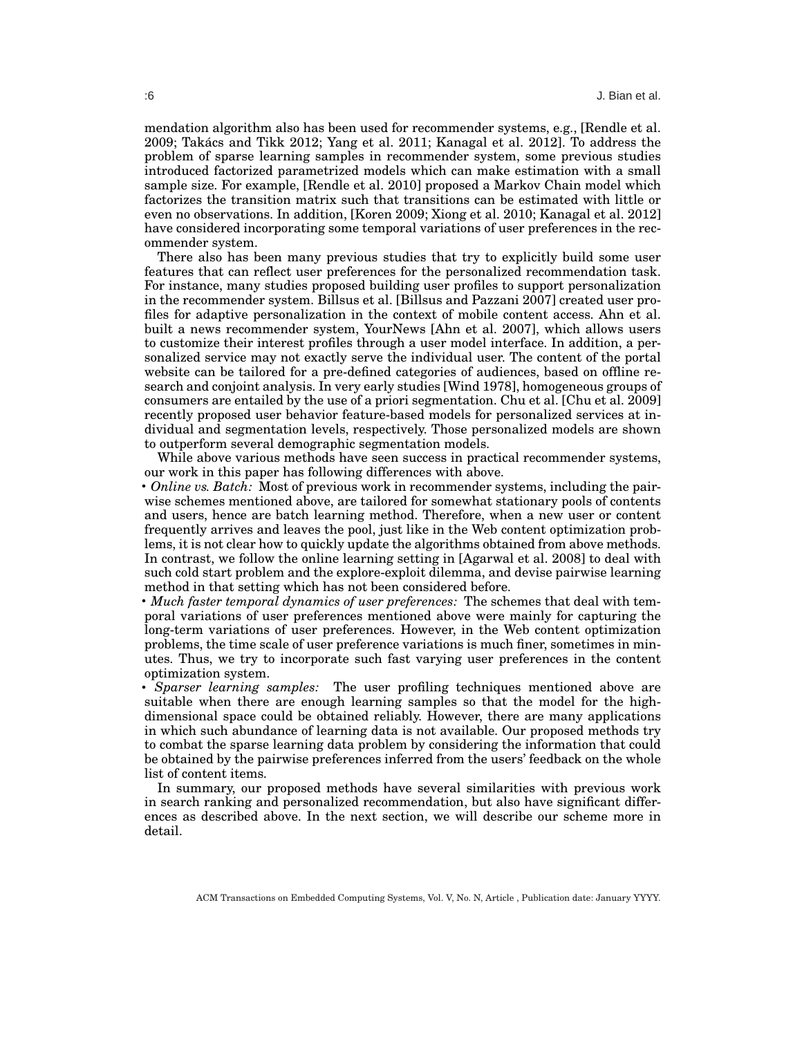mendation algorithm also has been used for recommender systems, e.g., [Rendle et al. 2009; Takács and Tikk 2012; Yang et al. 2011; Kanagal et al. 2012]. To address the problem of sparse learning samples in recommender system, some previous studies introduced factorized parametrized models which can make estimation with a small sample size. For example, [Rendle et al. 2010] proposed a Markov Chain model which factorizes the transition matrix such that transitions can be estimated with little or even no observations. In addition, [Koren 2009; Xiong et al. 2010; Kanagal et al. 2012] have considered incorporating some temporal variations of user preferences in the recommender system.

There also has been many previous studies that try to explicitly build some user features that can reflect user preferences for the personalized recommendation task. For instance, many studies proposed building user profiles to support personalization in the recommender system. Billsus et al. [Billsus and Pazzani 2007] created user profiles for adaptive personalization in the context of mobile content access. Ahn et al. built a news recommender system, YourNews [Ahn et al. 2007], which allows users to customize their interest profiles through a user model interface. In addition, a personalized service may not exactly serve the individual user. The content of the portal website can be tailored for a pre-defined categories of audiences, based on offline research and conjoint analysis. In very early studies [Wind 1978], homogeneous groups of consumers are entailed by the use of a priori segmentation. Chu et al. [Chu et al. 2009] recently proposed user behavior feature-based models for personalized services at individual and segmentation levels, respectively. Those personalized models are shown to outperform several demographic segmentation models.

While above various methods have seen success in practical recommender systems, our work in this paper has following differences with above.

- *Online vs. Batch:* Most of previous work in recommender systems, including the pairwise schemes mentioned above, are tailored for somewhat stationary pools of contents and users, hence are batch learning method. Therefore, when a new user or content frequently arrives and leaves the pool, just like in the Web content optimization problems, it is not clear how to quickly update the algorithms obtained from above methods. In contrast, we follow the online learning setting in [Agarwal et al. 2008] to deal with such cold start problem and the explore-exploit dilemma, and devise pairwise learning method in that setting which has not been considered before.
- *Much faster temporal dynamics of user preferences:* The schemes that deal with temporal variations of user preferences mentioned above were mainly for capturing the long-term variations of user preferences. However, in the Web content optimization problems, the time scale of user preference variations is much finer, sometimes in minutes. Thus, we try to incorporate such fast varying user preferences in the content optimization system.
- *Sparser learning samples:* The user profiling techniques mentioned above are suitable when there are enough learning samples so that the model for the high-dimensional space could be obtained reliably. However, there are many applications in which such abundance of learning data is not available. Our proposed methods try to combat the sparse learning data problem by considering the information that could be obtained by the pairwise preferences inferred from the users' feedback on the whole list of content items.

In summary, our proposed methods have several similarities with previous work in search ranking and personalized recommendation, but also have significant differences as described above. In the next section, we will describe our scheme more in detail.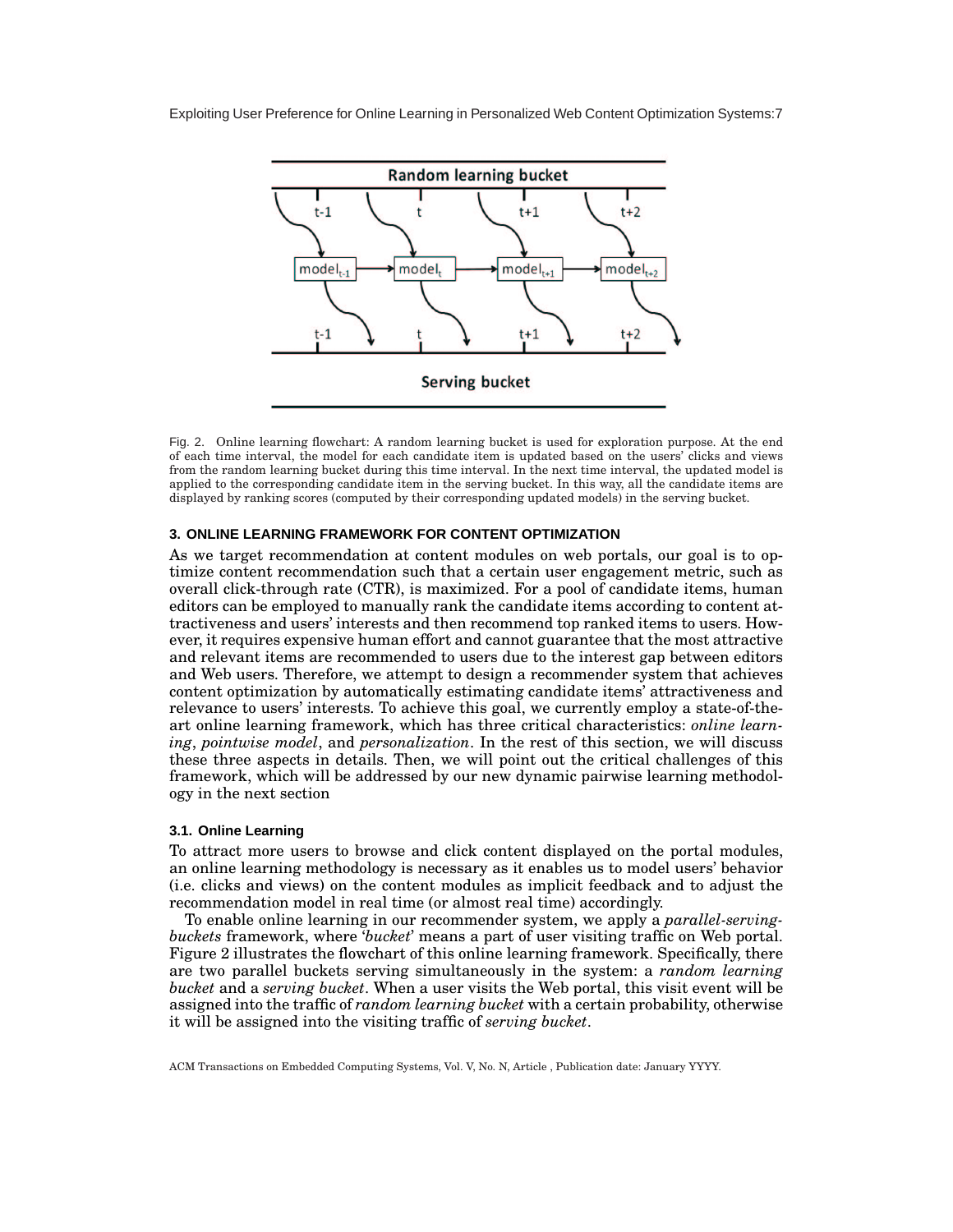Fig. 2. Online learning flowchart: A random learning bucket is used for exploration purpose. At the end of each time interval, the model for each candidate item is updated based on the users' clicks and views from the random learning bucket during this time interval. In the next time interval, the updated model is applied to the corresponding candidate item in the serving bucket. In this way, all the candidate items are displayed by ranking scores (computed by their corresponding updated models) in the serving bucket.

## 3. ONLINE LEARNING FRAMEWORK FOR CONTENT OPTIMIZATION

As we target recommendation at content modules on web portals, our goal is to optimize content recommendation such that a certain user engagement metric, such as overall click-through rate (CTR), is maximized. For a pool of candidate items, human editors can be employed to manually rank the candidate items according to content attractiveness and users' interests and then recommend top ranked items to users. However, it requires expensive human effort and cannot guarantee that the most attractive and relevant items are recommended to users due to the interest gap between editors and Web users. Therefore, we attempt to design a recommender system that achieves content optimization by automatically estimating candidate items' attractiveness and relevance to users' interests. To achieve this goal, we currently employ a state-of-the-art online learning framework, which has three critical characteristics: *online learning*, *pointwise model*, and *personalization*. In the rest of this section, we will discuss these three aspects in details. Then, we will point out the critical challenges of this framework, which will be addressed by our new dynamic pairwise learning methodology in the next section

### 3.1. Online Learning

To attract more users to browse and click content displayed on the portal modules, an online learning methodology is necessary as it enables us to model users' behavior (i.e. clicks and views) on the content modules as implicit feedback and to adjust the recommendation model in real time (or almost real time) accordingly.

To enable online learning in our recommender system, we apply a *parallel-serving-buckets* framework, where '*bucket*' means a part of user visiting traffic on Web portal. Figure 2 illustrates the flowchart of this online learning framework. Specifically, there are two parallel buckets serving simultaneously in the system: a *random learning bucket* and a *serving bucket*. When a user visits the Web portal, this visit event will be assigned into the traffic of *random learning bucket* with a certain probability, otherwise it will be assigned into the visiting traffic of *serving bucket*.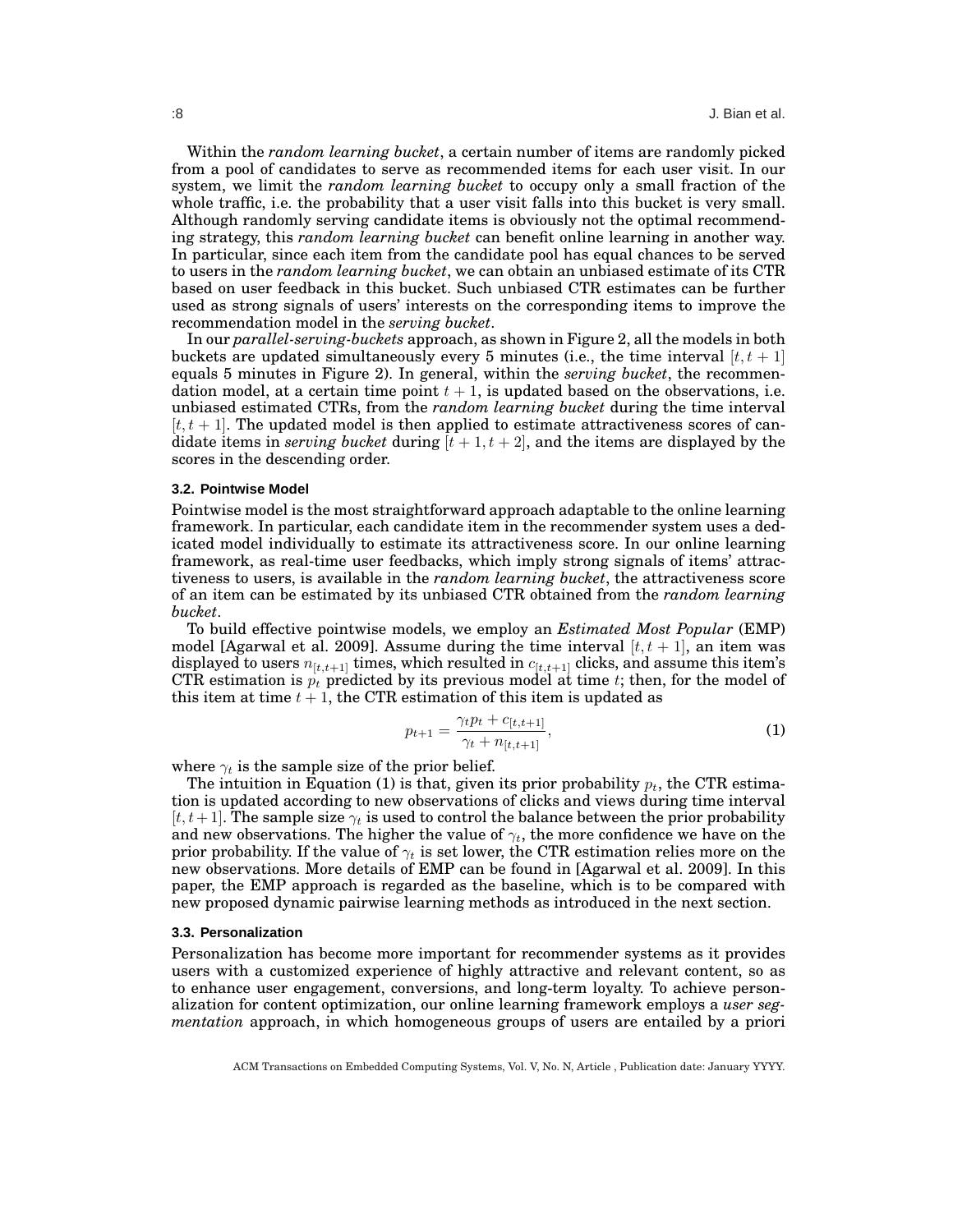Within the *random learning bucket*, a certain number of items are randomly picked from a pool of candidates to serve as recommended items for each user visit. In our system, we limit the *random learning bucket* to occupy only a small fraction of the whole traffic, i.e. the probability that a user visit falls into this bucket is very small. Although randomly serving candidate items is obviously not the optimal recommending strategy, this *random learning bucket* can benefit online learning in another way. In particular, since each item from the candidate pool has equal chances to be served to users in the *random learning bucket*, we can obtain an unbiased estimate of its CTR based on user feedback in this bucket. Such unbiased CTR estimates can be further used as strong signals of users' interests on the corresponding items to improve the recommendation model in the *serving bucket*.

In our *parallel-serving-buckets* approach, as shown in Figure 2, all the models in both buckets are updated simultaneously every 5 minutes (i.e., the time interval $[t, t+1]$ equals 5 minutes in Figure 2). In general, within the *serving bucket*, the recommendation model, at a certain time point $t+1$, is updated based on the observations, i.e. unbiased estimated CTRs, from the *random learning bucket* during the time interval $[t, t+1]$. The updated model is then applied to estimate attractiveness scores of candidate items in *serving bucket* during $[t+1, t+2]$, and the items are displayed by the scores in the descending order.

### 3.2. Pointwise Model

Pointwise model is the most straightforward approach adaptable to the online learning framework. In particular, each candidate item in the recommender system uses a dedicated model individually to estimate its attractiveness score. In our online learning framework, as real-time user feedbacks, which imply strong signals of items' attractiveness to users, is available in the *random learning bucket*, the attractiveness score of an item can be estimated by its unbiased CTR obtained from the *random learning bucket*.

To build effective pointwise models, we employ an *Estimated Most Popular* (EMP) model [Agarwal et al. 2009]. Assume during the time interval $[t, t+1]$, an item was displayed to users $n_{[t,t+1]}$ times, which resulted in $c_{[t,t+1]}$ clicks, and assume this item's CTR estimation is $p_t$ predicted by its previous model at time $t$; then, for the model of this item at time $t+1$, the CTR estimation of this item is updated as

$$p_{t+1} = \frac{\gamma_t p_t + c_{[t,t+1]}}{\gamma_t + n_{[t,t+1]}}, \tag{1}$$

where $\gamma_t$ is the sample size of the prior belief.

The intuition in Equation (1) is that, given its prior probability $p_t$, the CTR estimation is updated according to new observations of clicks and views during time interval $[t, t+1]$. The sample size $\gamma_t$ is used to control the balance between the prior probability and new observations. The higher the value of $\gamma_t$, the more confidence we have on the prior probability. If the value of $\gamma_t$ is set lower, the CTR estimation relies more on the new observations. More details of EMP can be found in [Agarwal et al. 2009]. In this paper, the EMP approach is regarded as the baseline, which is to be compared with new proposed dynamic pairwise learning methods as introduced in the next section.

### 3.3. Personalization

Personalization has become more important for recommender systems as it provides users with a customized experience of highly attractive and relevant content, so as to enhance user engagement, conversions, and long-term loyalty. To achieve personalization for content optimization, our online learning framework employs a *user segmentation* approach, in which homogeneous groups of users are entailed by a priori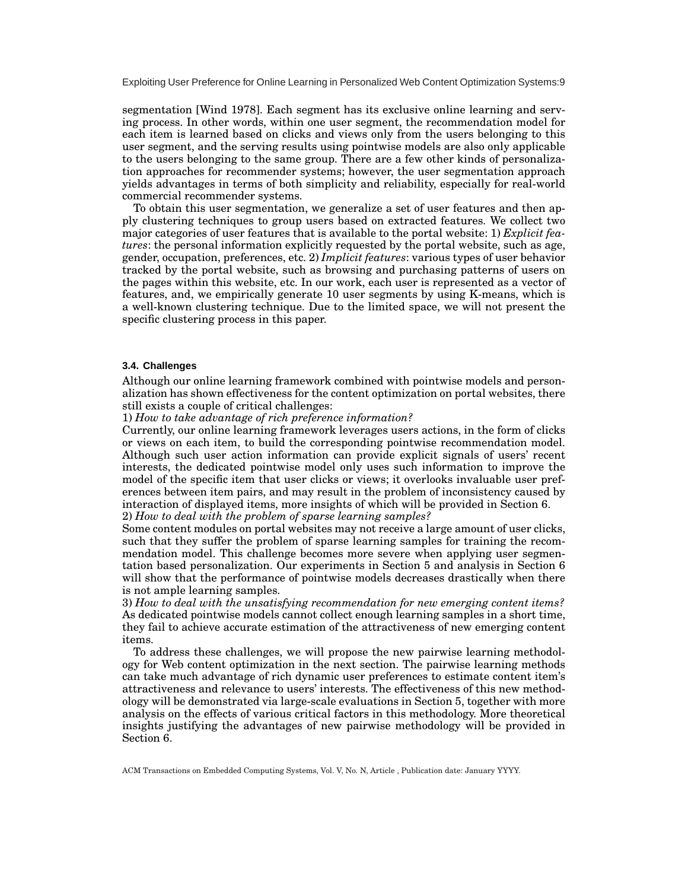segmentation [Wind 1978]. Each segment has its exclusive online learning and serving process. In other words, within one user segment, the recommendation model for each item is learned based on clicks and views only from the users belonging to this user segment, and the serving results using pointwise models are also only applicable to the users belonging to the same group. There are a few other kinds of personalization approaches for recommender systems; however, the user segmentation approach yields advantages in terms of both simplicity and reliability, especially for real-world commercial recommender systems.

To obtain this user segmentation, we generalize a set of user features and then apply clustering techniques to group users based on extracted features. We collect two major categories of user features that is available to the portal website: 1) *Explicit features*: the personal information explicitly requested by the portal website, such as age, gender, occupation, preferences, etc. 2) *Implicit features*: various types of user behavior tracked by the portal website, such as browsing and purchasing patterns of users on the pages within this website, etc. In our work, each user is represented as a vector of features, and, we empirically generate 10 user segments by using K-means, which is a well-known clustering technique. Due to the limited space, we will not present the specific clustering process in this paper.

### 3.4. Challenges

Although our online learning framework combined with pointwise models and personalization has shown effectiveness for the content optimization on portal websites, there still exists a couple of critical challenges:

1) *How to take advantage of rich preference information?*
Currently, our online learning framework leverages users actions, in the form of clicks or views on each item, to build the corresponding pointwise recommendation model. Although such user action information can provide explicit signals of users' recent interests, the dedicated pointwise model only uses such information to improve the model of the specific item that user clicks or views; it overlooks invaluable user preferences between item pairs, and may result in the problem of inconsistency caused by interaction of displayed items, more insights of which will be provided in Section 6.

2) *How to deal with the problem of sparse learning samples?*
Some content modules on portal websites may not receive a large amount of user clicks, such that they suffer the problem of sparse learning samples for training the recommendation model. This challenge becomes more severe when applying user segmentation based personalization. Our experiments in Section 5 and analysis in Section 6 will show that the performance of pointwise models decreases drastically when there is not ample learning samples.

3) *How to deal with the unsatisfying recommendation for new emerging content items?*
As dedicated pointwise models cannot collect enough learning samples in a short time, they fail to achieve accurate estimation of the attractiveness of new emerging content items.

To address these challenges, we will propose the new pairwise learning methodology for Web content optimization in the next section. The pairwise learning methods can take much advantage of rich dynamic user preferences to estimate content item's attractiveness and relevance to users' interests. The effectiveness of this new methodology will be demonstrated via large-scale evaluations in Section 5, together with more analysis on the effects of various critical factors in this methodology. More theoretical insights justifying the advantages of new pairwise methodology will be provided in Section 6.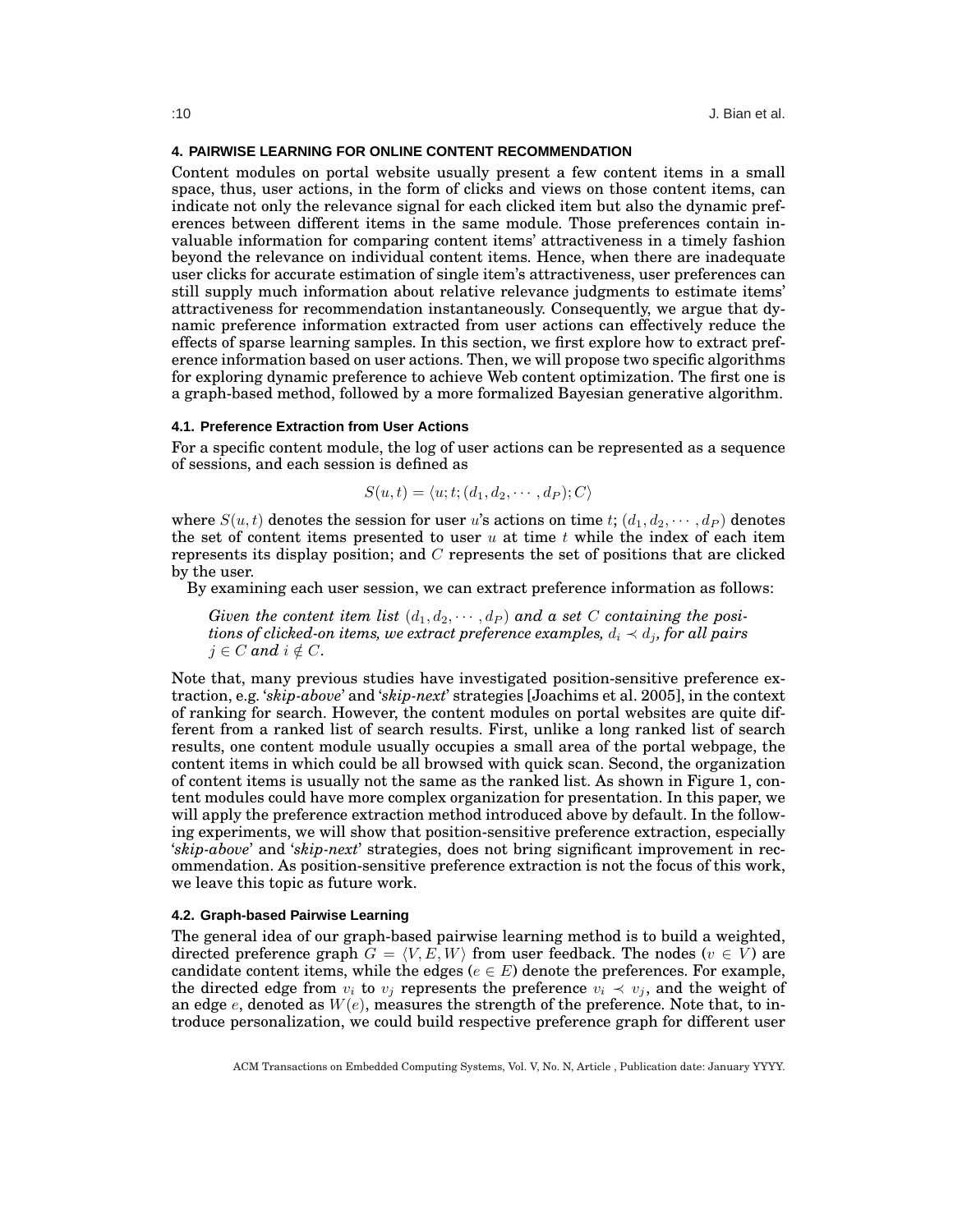## 4. PAIRWISE LEARNING FOR ONLINE CONTENT RECOMMENDATION

Content modules on portal website usually present a few content items in a small space, thus, user actions, in the form of clicks and views on those content items, can indicate not only the relevance signal for each clicked item but also the dynamic preferences between different items in the same module. Those preferences contain invaluable information for comparing content items' attractiveness in a timely fashion beyond the relevance on individual content items. Hence, when there are inadequate user clicks for accurate estimation of single item's attractiveness, user preferences can still supply much information about relative relevance judgments to estimate items' attractiveness for recommendation instantaneously. Consequently, we argue that dynamic preference information extracted from user actions can effectively reduce the effects of sparse learning samples. In this section, we first explore how to extract preference information based on user actions. Then, we will propose two specific algorithms for exploring dynamic preference to achieve Web content optimization. The first one is a graph-based method, followed by a more formalized Bayesian generative algorithm.

### 4.1. Preference Extraction from User Actions

For a specific content module, the log of user actions can be represented as a sequence of sessions, and each session is defined as

$$S(u,t) = \langle u; t; (d_1, d_2, \cdots, d_P); C\rangle$$

where $S(u,t)$ denotes the session for user $u$'s actions on time $t$; $(d_1, d_2, \cdots, d_P)$ denotes the set of content items presented to user $u$ at time $t$ while the index of each item represents its display position; and $C$ represents the set of positions that are clicked by the user.

By examining each user session, we can extract preference information as follows:

***Given the content item list $(d_1, d_2, \cdots, d_P)$ and a set $C$ containing the positions of clicked-on items, we extract preference examples, $d_i \prec d_j$, for all pairs $j \in C$ and $i \notin C$.***

Note that, many previous studies have investigated position-sensitive preference extraction, e.g. '*skip-above*' and '*skip-next*' strategies [Joachims et al. 2005], in the context of ranking for search. However, the content modules on portal websites are quite different from a ranked list of search results. First, unlike a long ranked list of search results, one content module usually occupies a small area of the portal webpage, the content items in which could be all browsed with quick scan. Second, the organization of content items is usually not the same as the ranked list. As shown in Figure 1, content modules could have more complex organization for presentation. In this paper, we will apply the preference extraction method introduced above by default. In the following experiments, we will show that position-sensitive preference extraction, especially '*skip-above*' and '*skip-next*' strategies, does not bring significant improvement in recommendation. As position-sensitive preference extraction is not the focus of this work, we leave this topic as future work.

### 4.2. Graph-based Pairwise Learning

The general idea of our graph-based pairwise learning method is to build a weighted, directed preference graph $G = \langle V, E, W\rangle$ from user feedback. The nodes ($v \in V$) are candidate content items, while the edges ($e \in E$) denote the preferences. For example, the directed edge from $v_i$ to $v_j$ represents the preference $v_i \prec v_j$, and the weight of an edge $e$, denoted as $W(e)$, measures the strength of the preference. Note that, to introduce personalization, we could build respective preference graph for different user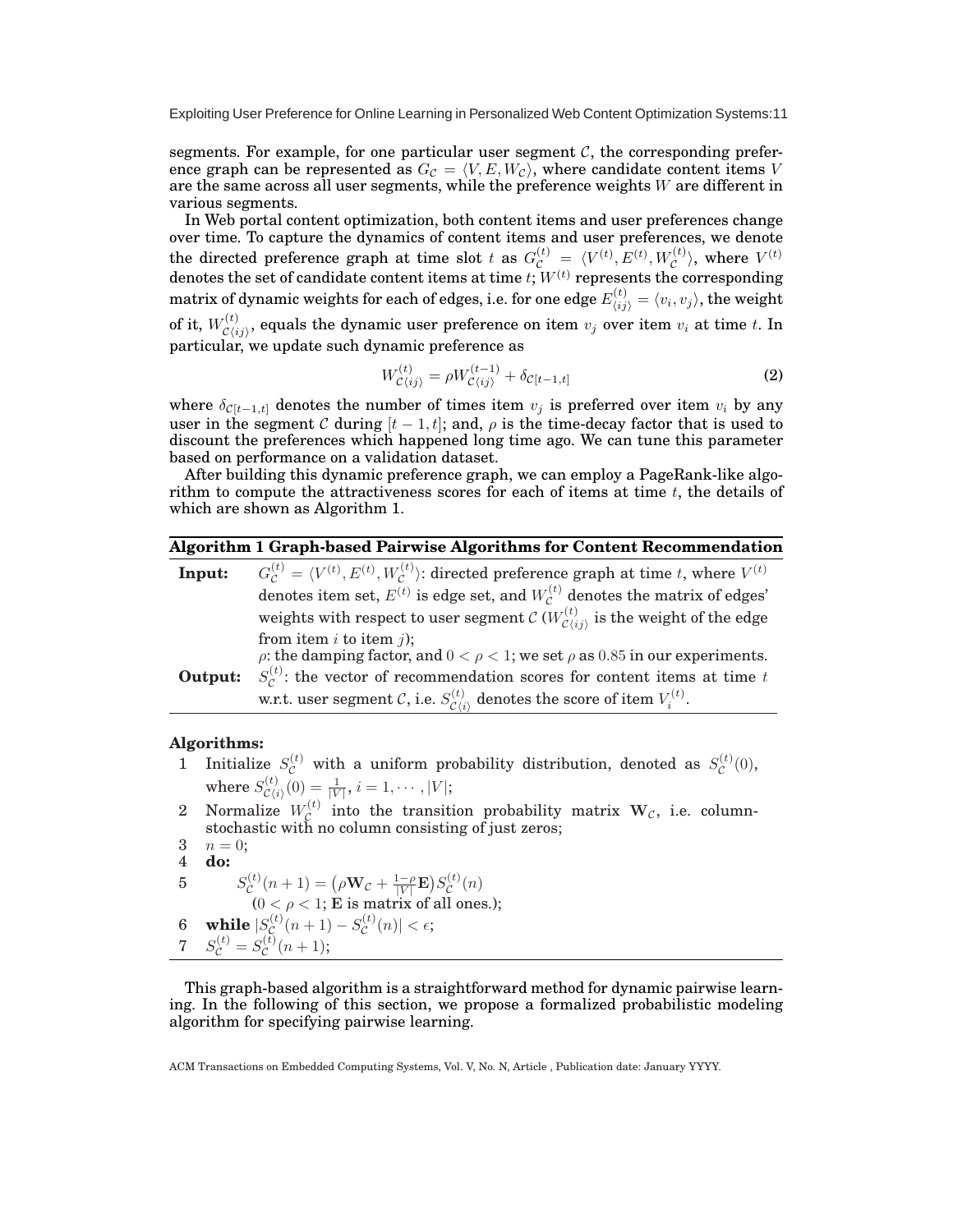segments. For example, for one particular user segment $\mathcal{C}$, the corresponding preference graph can be represented as $G_{\mathcal{C}} = \langle V, E, W_{\mathcal{C}} \rangle$, where candidate content items $V$ are the same across all user segments, while the preference weights $W$ are different in various segments.

In Web portal content optimization, both content items and user preferences change over time. To capture the dynamics of content items and user preferences, we denote the directed preference graph at time slot $t$ as $G_{\mathcal{C}}^{(t)} = \langle V^{(t)}, E^{(t)}, W_{\mathcal{C}}^{(t)} \rangle$, where $V^{(t)}$ denotes the set of candidate content items at time $t$; $W^{(t)}$ represents the corresponding matrix of dynamic weights for each of edges, i.e. for one edge $E_{\langle ij \rangle}^{(t)} = \langle v_i, v_j \rangle$, the weight of it, $W_{\mathcal{C}\langle ij \rangle}^{(t)}$, equals the dynamic user preference on item $v_j$ over item $v_i$ at time $t$. In particular, we update such dynamic preference as

$$W_{\mathcal{C}\langle ij \rangle}^{(t)} = \rho W_{\mathcal{C}\langle ij \rangle}^{(t-1)} + \delta_{\mathcal{C}[t-1,t]} \tag{2}$$

where $\delta_{\mathcal{C}[t-1,t]}$ denotes the number of times item $v_j$ is preferred over item $v_i$ by any user in the segment $\mathcal{C}$ during $[t-1, t]$; and, $\rho$ is the time-decay factor that is used to discount the preferences which happened long time ago. We can tune this parameter based on performance on a validation dataset.

After building this dynamic preference graph, we can employ a PageRank-like algorithm to compute the attractiveness scores for each of items at time $t$, the details of which are shown as Algorithm 1.

**Algorithm 1 Graph-based Pairwise Algorithms for Content Recommendation**

**Input:** $G_{\mathcal{C}}^{(t)} = \langle V^{(t)}, E^{(t)}, W_{\mathcal{C}}^{(t)} \rangle$: directed preference graph at time $t$, where $V^{(t)}$ denotes item set, $E^{(t)}$ is edge set, and $W_{\mathcal{C}}^{(t)}$ denotes the matrix of edges' weights with respect to user segment $\mathcal{C}$ ($W_{\mathcal{C}\langle ij \rangle}^{(t)}$ is the weight of the edge from item $i$ to item $j$);
$\rho$: the damping factor, and $0 < \rho < 1$; we set $\rho$ as $0.85$ in our experiments.

**Output:** $S_{\mathcal{C}}^{(t)}$: the vector of recommendation scores for content items at time $t$ w.r.t. user segment $\mathcal{C}$, i.e. $S_{\mathcal{C}\langle i \rangle}^{(t)}$ denotes the score of item $V_i^{(t)}$.

**Algorithms:**

1. Initialize $S_{\mathcal{C}}^{(t)}$ with a uniform probability distribution, denoted as $S_{\mathcal{C}}^{(t)}(0)$, where $S_{\mathcal{C}\langle i \rangle}^{(t)}(0) = \frac{1}{|V|}, i = 1, \cdots, |V|$;
2. Normalize $W_{\mathcal{C}}^{(t)}$ into the transition probability matrix $\mathbf{W}_{\mathcal{C}}$, i.e. column-stochastic with no column consisting of just zeros;
3. $n = 0$;
4. **do:**
5. $\quad S_{\mathcal{C}}^{(t)}(n+1) = \left(\rho \mathbf{W}_{\mathcal{C}} + \frac{1-\rho}{|V|}\mathbf{E}\right) S_{\mathcal{C}}^{(t)}(n)$
   $\quad$($0 < \rho < 1$; $\mathbf{E}$ is matrix of all ones.);
6. **while** $|S_{\mathcal{C}}^{(t)}(n+1) - S_{\mathcal{C}}^{(t)}(n)| < \epsilon$;
7. $S_{\mathcal{C}}^{(t)} = S_{\mathcal{C}}^{(t)}(n+1)$;

This graph-based algorithm is a straightforward method for dynamic pairwise learning. In the following of this section, we propose a formalized probabilistic modeling algorithm for specifying pairwise learning.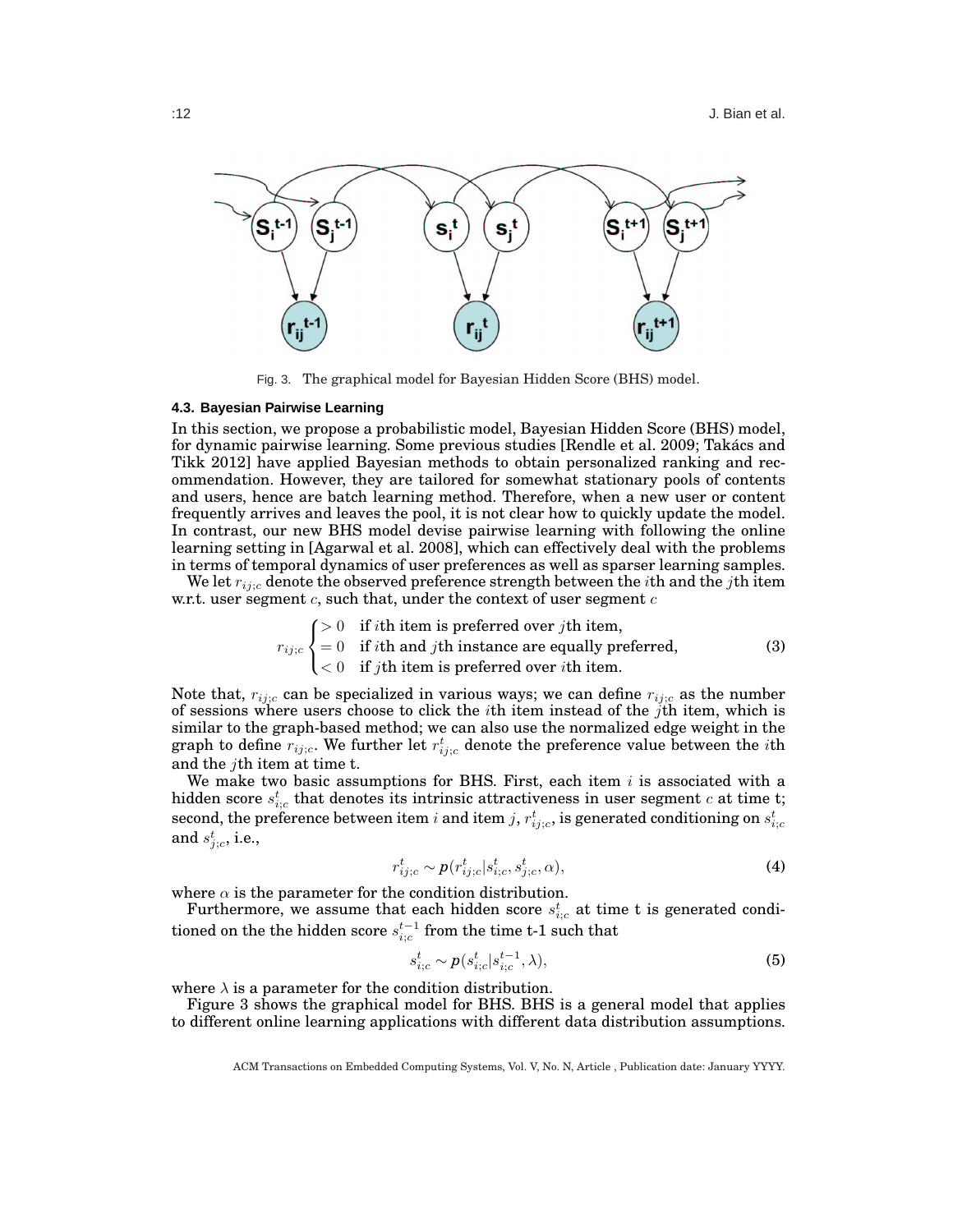Fig. 3. The graphical model for Bayesian Hidden Score (BHS) model.

### 4.3. Bayesian Pairwise Learning

In this section, we propose a probabilistic model, Bayesian Hidden Score (BHS) model, for dynamic pairwise learning. Some previous studies [Rendle et al. 2009; Takács and Tikk 2012] have applied Bayesian methods to obtain personalized ranking and recommendation. However, they are tailored for somewhat stationary pools of contents and users, hence are batch learning method. Therefore, when a new user or content frequently arrives and leaves the pool, it is not clear how to quickly update the model. In contrast, our new BHS model devise pairwise learning with following the online learning setting in [Agarwal et al. 2008], which can effectively deal with the problems in terms of temporal dynamics of user preferences as well as sparser learning samples.

We let $r_{ij;c}$ denote the observed preference strength between the $i$th and the $j$th item w.r.t. user segment $c$, such that, under the context of user segment $c$

$$r_{ij;c} \begin{cases} > 0 & \text{if } i\text{th item is preferred over } j\text{th item,} \\ = 0 & \text{if } i\text{th and } j\text{th instance are equally preferred,} \\ < 0 & \text{if } j\text{th item is preferred over } i\text{th item.} \end{cases} \tag{3}$$

Note that, $r_{ij;c}$ can be specialized in various ways; we can define $r_{ij;c}$ as the number of sessions where users choose to click the $i$th item instead of the $j$th item, which is similar to the graph-based method; we can also use the normalized edge weight in the graph to define $r_{ij;c}$. We further let $r^t_{ij;c}$ denote the preference value between the $i$th and the $j$th item at time t.

We make two basic assumptions for BHS. First, each item $i$ is associated with a hidden score $s^t_{i;c}$ that denotes its intrinsic attractiveness in user segment $c$ at time t; second, the preference between item $i$ and item $j$, $r^t_{ij;c}$, is generated conditioning on $s^t_{i;c}$ and $s^t_{j;c}$, i.e.,

$$r^t_{ij;c} \sim \boldsymbol{p}(r^t_{ij;c} | s^t_{i;c}, s^t_{j;c}, \alpha), \tag{4}$$

where $\alpha$ is the parameter for the condition distribution.

Furthermore, we assume that each hidden score $s^t_{i;c}$ at time t is generated conditioned on the the hidden score $s^{t-1}_{i;c}$ from the time t-1 such that

$$s^t_{i;c} \sim \boldsymbol{p}(s^t_{i;c} | s^{t-1}_{i;c}, \lambda), \tag{5}$$

where $\lambda$ is a parameter for the condition distribution.

Figure 3 shows the graphical model for BHS. BHS is a general model that applies to different online learning applications with different data distribution assumptions.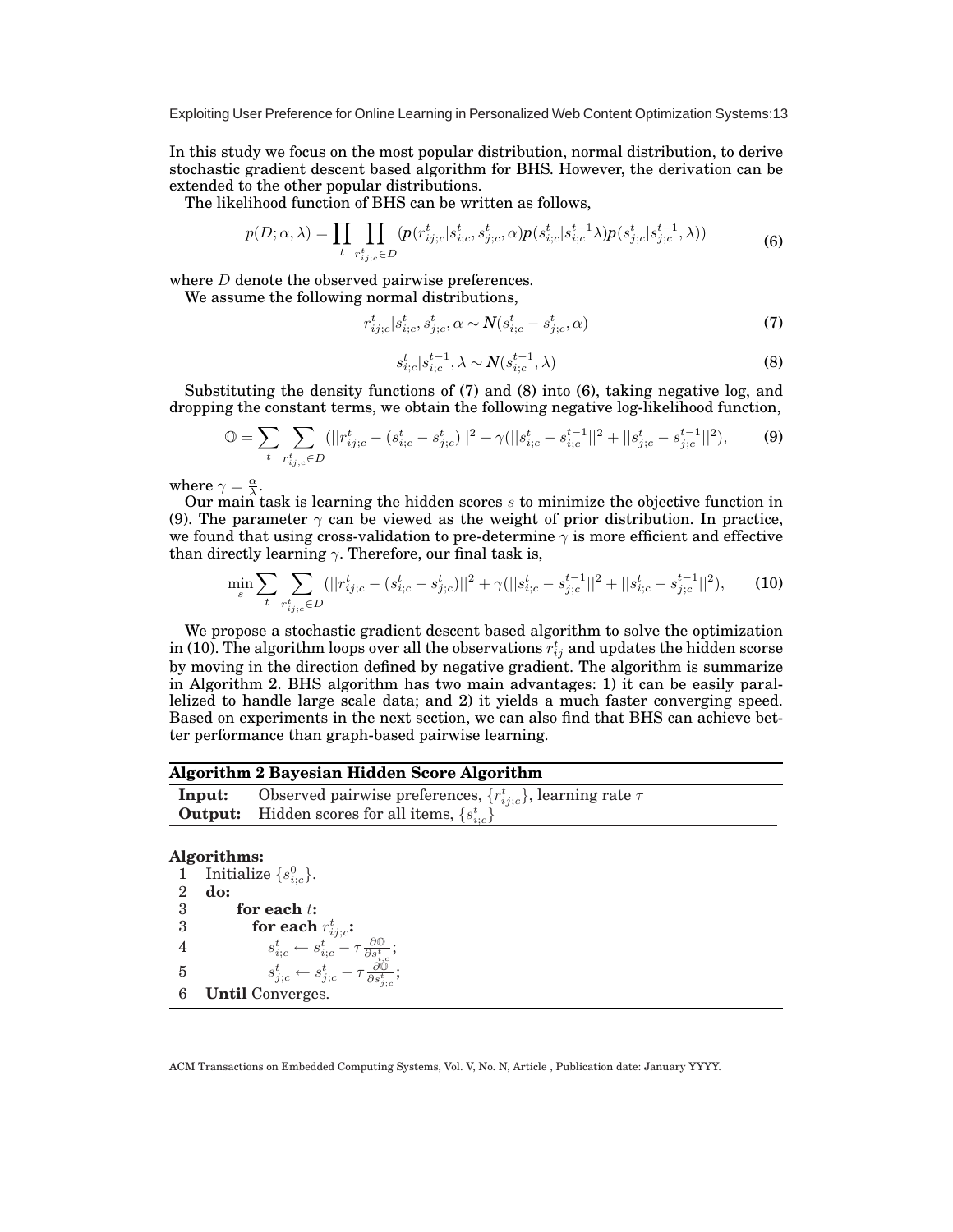In this study we focus on the most popular distribution, normal distribution, to derive stochastic gradient descent based algorithm for BHS. However, the derivation can be extended to the other popular distributions.

The likelihood function of BHS can be written as follows,

$$p(D;\alpha,\lambda) = \prod_t \prod_{r^t_{ij;c}\in D} (p(r^t_{ij;c}|s^t_{i;c}, s^t_{j;c}, \alpha)p(s^t_{i;c}|s^{t-1}_{i;c}\lambda)p(s^t_{j;c}|s^{t-1}_{j;c}, \lambda)) \tag{6}$$

where $D$ denote the observed pairwise preferences.

We assume the following normal distributions,

$$r^t_{ij;c}|s^t_{i;c}, s^t_{j;c}, \alpha \sim N(s^t_{i;c} - s^t_{j;c}, \alpha) \tag{7}$$

$$s^t_{i;c}|s^{t-1}_{i;c}, \lambda \sim N(s^{t-1}_{i;c}, \lambda) \tag{8}$$

Substituting the density functions of (7) and (8) into (6), taking negative log, and dropping the constant terms, we obtain the following negative log-likelihood function,

$$\mathbb{O} = \sum_t \sum_{r^t_{ij;c}\in D} (||r^t_{ij;c} - (s^t_{i;c} - s^t_{j;c})||^2 + \gamma(||s^t_{i;c} - s^{t-1}_{i;c}||^2 + ||s^t_{j;c} - s^{t-1}_{j;c}||^2), \tag{9}$$

where $\gamma = \frac{\alpha}{\lambda}$.

Our main task is learning the hidden scores $s$ to minimize the objective function in (9). The parameter $\gamma$ can be viewed as the weight of prior distribution. In practice, we found that using cross-validation to pre-determine $\gamma$ is more efficient and effective than directly learning $\gamma$. Therefore, our final task is,

$$\min_s \sum_t \sum_{r^t_{ij;c}\in D} (||r^t_{ij;c} - (s^t_{i;c} - s^t_{j;c})||^2 + \gamma(||s^t_{i;c} - s^{t-1}_{j;c}||^2 + ||s^t_{i;c} - s^{t-1}_{j;c}||^2), \tag{10}$$

We propose a stochastic gradient descent based algorithm to solve the optimization in (10). The algorithm loops over all the observations $r^t_{ij}$ and updates the hidden scorse by moving in the direction defined by negative gradient. The algorithm is summarize in Algorithm 2. BHS algorithm has two main advantages: 1) it can be easily parallelized to handle large scale data; and 2) it yields a much faster converging speed. Based on experiments in the next section, we can also find that BHS can achieve better performance than graph-based pairwise learning.

**Algorithm 2 Bayesian Hidden Score Algorithm**

**Input:** Observed pairwise preferences, $\{r^t_{ij;c}\}$, learning rate $\tau$
**Output:** Hidden scores for all items, $\{s^t_{i;c}\}$

**Algorithms:**

```
1  Initialize {s^0_{i;c}}.
2  do:
3      for each t:
3          for each r^t_{ij;c}:
4              s^t_{i;c} ← s^t_{i;c} − τ ∂O/∂s^t_{i;c};
5              s^t_{j;c} ← s^t_{j;c} − τ ∂O/∂s^t_{j;c};
6  Until Converges.
```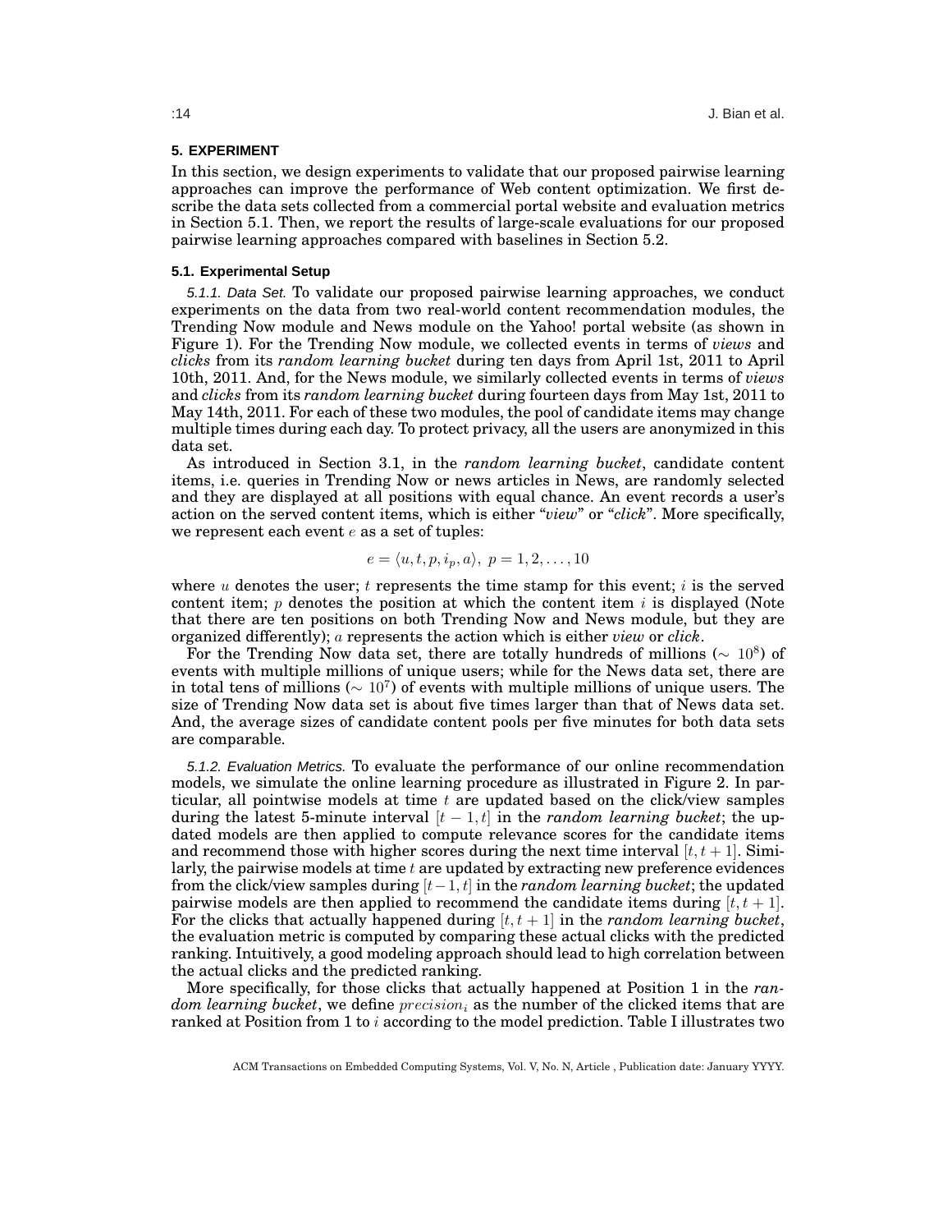## 5. EXPERIMENT

In this section, we design experiments to validate that our proposed pairwise learning approaches can improve the performance of Web content optimization. We first describe the data sets collected from a commercial portal website and evaluation metrics in Section 5.1. Then, we report the results of large-scale evaluations for our proposed pairwise learning approaches compared with baselines in Section 5.2.

### 5.1. Experimental Setup

*5.1.1. Data Set.* To validate our proposed pairwise learning approaches, we conduct experiments on the data from two real-world content recommendation modules, the Trending Now module and News module on the Yahoo! portal website (as shown in Figure 1). For the Trending Now module, we collected events in terms of *views* and *clicks* from its *random learning bucket* during ten days from April 1st, 2011 to April 10th, 2011. And, for the News module, we similarly collected events in terms of *views* and *clicks* from its *random learning bucket* during fourteen days from May 1st, 2011 to May 14th, 2011. For each of these two modules, the pool of candidate items may change multiple times during each day. To protect privacy, all the users are anonymized in this data set.

As introduced in Section 3.1, in the *random learning bucket*, candidate content items, i.e. queries in Trending Now or news articles in News, are randomly selected and they are displayed at all positions with equal chance. An event records a user's action on the served content items, which is either "*view*" or "*click*". More specifically, we represent each event $e$ as a set of tuples:

$$e = \langle u, t, p, i_p, a \rangle,\ p = 1, 2, \ldots, 10$$

where $u$ denotes the user; $t$ represents the time stamp for this event; $i$ is the served content item; $p$ denotes the position at which the content item $i$ is displayed (Note that there are ten positions on both Trending Now and News module, but they are organized differently); $a$ represents the action which is either *view* or *click*.

For the Trending Now data set, there are totally hundreds of millions ($\sim 10^8$) of events with multiple millions of unique users; while for the News data set, there are in total tens of millions ($\sim 10^7$) of events with multiple millions of unique users. The size of Trending Now data set is about five times larger than that of News data set. And, the average sizes of candidate content pools per five minutes for both data sets are comparable.

*5.1.2. Evaluation Metrics.* To evaluate the performance of our online recommendation models, we simulate the online learning procedure as illustrated in Figure 2. In particular, all pointwise models at time $t$ are updated based on the click/view samples during the latest 5-minute interval $[t-1, t]$ in the *random learning bucket*; the updated models are then applied to compute relevance scores for the candidate items and recommend those with higher scores during the next time interval $[t, t+1]$. Similarly, the pairwise models at time $t$ are updated by extracting new preference evidences from the click/view samples during $[t-1, t]$ in the *random learning bucket*; the updated pairwise models are then applied to recommend the candidate items during $[t, t+1]$. For the clicks that actually happened during $[t, t+1]$ in the *random learning bucket*, the evaluation metric is computed by comparing these actual clicks with the predicted ranking. Intuitively, a good modeling approach should lead to high correlation between the actual clicks and the predicted ranking.

More specifically, for those clicks that actually happened at Position 1 in the *random learning bucket*, we define $precision_i$ as the number of the clicked items that are ranked at Position from 1 to $i$ according to the model prediction. Table I illustrates two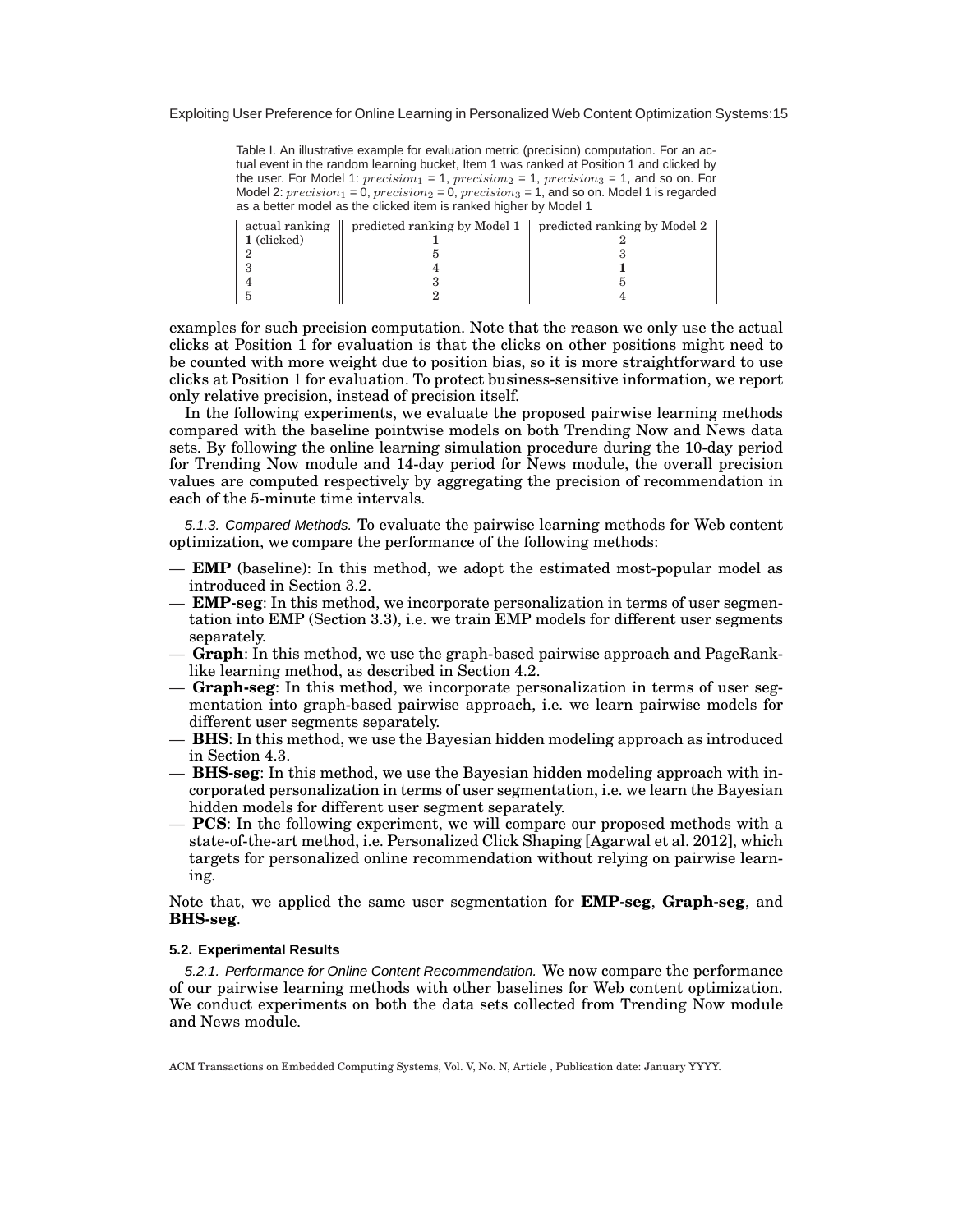Table I. An illustrative example for evaluation metric (precision) computation. For an actual event in the random learning bucket, Item 1 was ranked at Position 1 and clicked by the user. For Model 1: $precision_1$ = 1, $precision_2$ = 1, $precision_3$ = 1, and so on. For Model 2: $precision_1$ = 0, $precision_2$ = 0, $precision_3$ = 1, and so on. Model 1 is regarded as a better model as the clicked item is ranked higher by Model 1

| actual ranking | predicted ranking by Model 1 | predicted ranking by Model 2 |
|---|---|---|
| **1** (clicked) | **1** | 2 |
| 2 | 5 | 3 |
| 3 | 4 | **1** |
| 4 | 3 | 5 |
| 5 | 2 | 4 |

examples for such precision computation. Note that the reason we only use the actual clicks at Position 1 for evaluation is that the clicks on other positions might need to be counted with more weight due to position bias, so it is more straightforward to use clicks at Position 1 for evaluation. To protect business-sensitive information, we report only relative precision, instead of precision itself.

In the following experiments, we evaluate the proposed pairwise learning methods compared with the baseline pointwise models on both Trending Now and News data sets. By following the online learning simulation procedure during the 10-day period for Trending Now module and 14-day period for News module, the overall precision values are computed respectively by aggregating the precision of recommendation in each of the 5-minute time intervals.

*5.1.3. Compared Methods.* To evaluate the pairwise learning methods for Web content optimization, we compare the performance of the following methods:

— **EMP** (baseline): In this method, we adopt the estimated most-popular model as introduced in Section 3.2.

— **EMP-seg**: In this method, we incorporate personalization in terms of user segmentation into EMP (Section 3.3), i.e. we train EMP models for different user segments separately.

— **Graph**: In this method, we use the graph-based pairwise approach and PageRank-like learning method, as described in Section 4.2.

— **Graph-seg**: In this method, we incorporate personalization in terms of user segmentation into graph-based pairwise approach, i.e. we learn pairwise models for different user segments separately.

— **BHS**: In this method, we use the Bayesian hidden modeling approach as introduced in Section 4.3.

— **BHS-seg**: In this method, we use the Bayesian hidden modeling approach with incorporated personalization in terms of user segmentation, i.e. we learn the Bayesian hidden models for different user segment separately.

— **PCS**: In the following experiment, we will compare our proposed methods with a state-of-the-art method, i.e. Personalized Click Shaping [Agarwal et al. 2012], which targets for personalized online recommendation without relying on pairwise learning.

Note that, we applied the same user segmentation for **EMP-seg**, **Graph-seg**, and **BHS-seg**.

### 5.2. Experimental Results

*5.2.1. Performance for Online Content Recommendation.* We now compare the performance of our pairwise learning methods with other baselines for Web content optimization. We conduct experiments on both the data sets collected from Trending Now module and News module.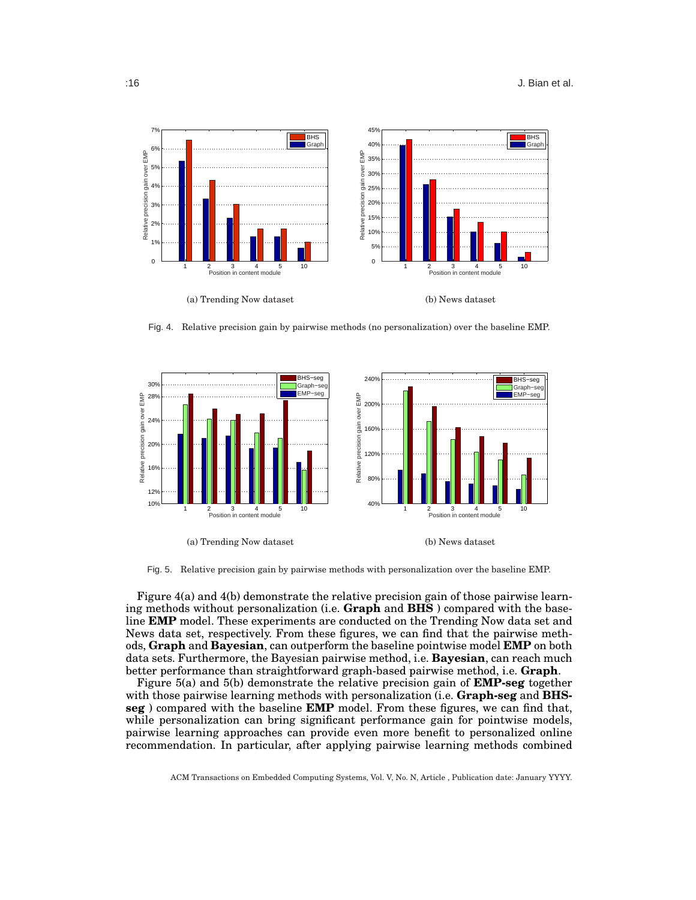(a) Trending Now dataset

(b) News dataset

Fig. 4. Relative precision gain by pairwise methods (no personalization) over the baseline EMP.

(a) Trending Now dataset

(b) News dataset

Fig. 5. Relative precision gain by pairwise methods with personalization over the baseline EMP.

Figure 4(a) and 4(b) demonstrate the relative precision gain of those pairwise learning methods without personalization (i.e. **Graph** and **BHS** ) compared with the baseline **EMP** model. These experiments are conducted on the Trending Now data set and News data set, respectively. From these figures, we can find that the pairwise methods, **Graph** and **Bayesian**, can outperform the baseline pointwise model **EMP** on both data sets. Furthermore, the Bayesian pairwise method, i.e. **Bayesian**, can reach much better performance than straightforward graph-based pairwise method, i.e. **Graph**.

Figure 5(a) and 5(b) demonstrate the relative precision gain of **EMP-seg** together with those pairwise learning methods with personalization (i.e. **Graph-seg** and **BHS-seg** ) compared with the baseline **EMP** model. From these figures, we can find that, while personalization can bring significant performance gain for pointwise models, pairwise learning approaches can provide even more benefit to personalized online recommendation. In particular, after applying pairwise learning methods combined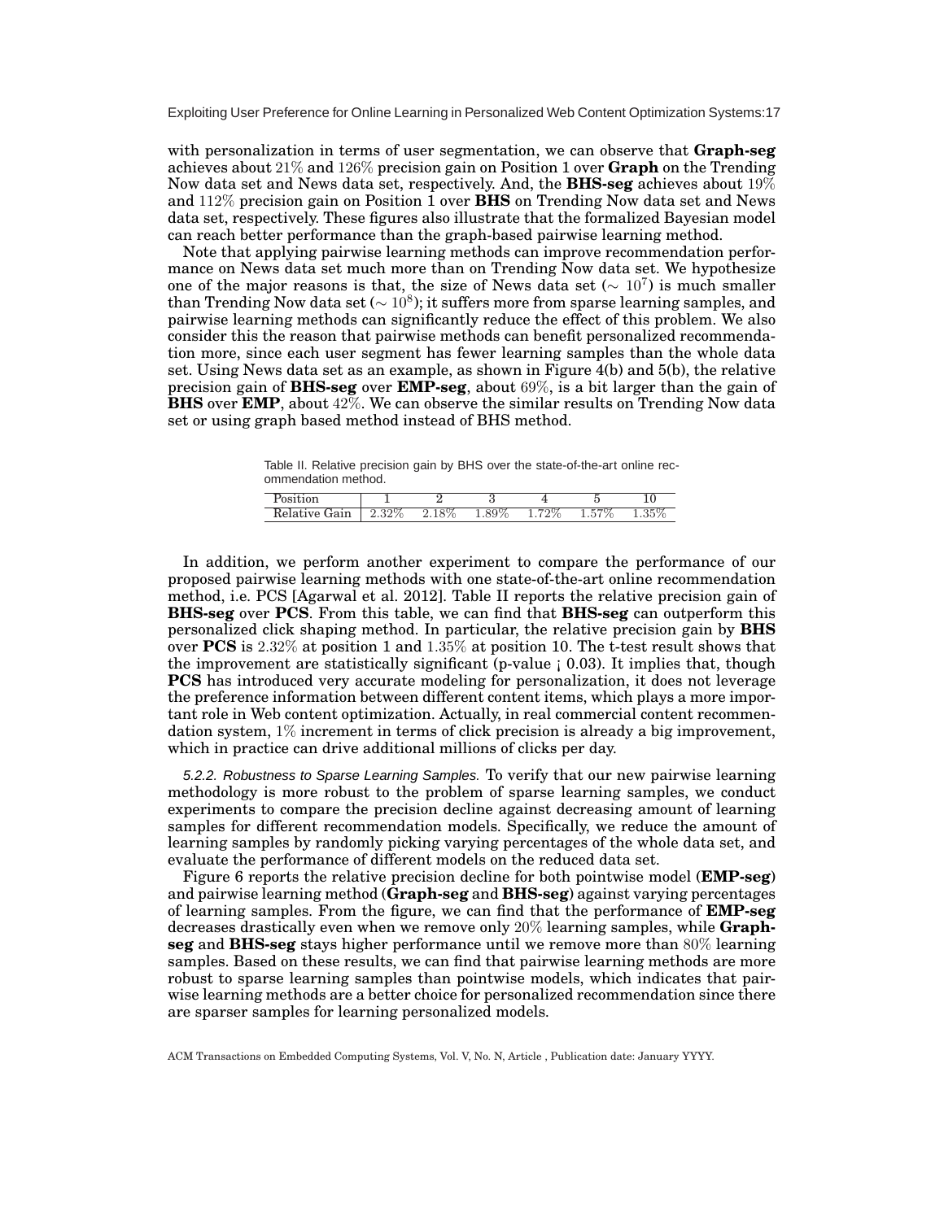with personalization in terms of user segmentation, we can observe that **Graph-seg** achieves about 21% and 126% precision gain on Position 1 over **Graph** on the Trending Now data set and News data set, respectively. And, the **BHS-seg** achieves about 19% and 112% precision gain on Position 1 over **BHS** on Trending Now data set and News data set, respectively. These figures also illustrate that the formalized Bayesian model can reach better performance than the graph-based pairwise learning method.

Note that applying pairwise learning methods can improve recommendation performance on News data set much more than on Trending Now data set. We hypothesize one of the major reasons is that, the size of News data set ($\sim 10^7$) is much smaller than Trending Now data set ($\sim 10^8$); it suffers more from sparse learning samples, and pairwise learning methods can significantly reduce the effect of this problem. We also consider this the reason that pairwise methods can benefit personalized recommendation more, since each user segment has fewer learning samples than the whole data set. Using News data set as an example, as shown in Figure 4(b) and 5(b), the relative precision gain of **BHS-seg** over **EMP-seg**, about 69%, is a bit larger than the gain of **BHS** over **EMP**, about 42%. We can observe the similar results on Trending Now data set or using graph based method instead of BHS method.

Table II. Relative precision gain by BHS over the state-of-the-art online recommendation method.

| Position | 1 | 2 | 3 | 4 | 5 | 10 |
|---|---|---|---|---|---|---|
| Relative Gain | 2.32% | 2.18% | 1.89% | 1.72% | 1.57% | 1.35% |

In addition, we perform another experiment to compare the performance of our proposed pairwise learning methods with one state-of-the-art online recommendation method, i.e. PCS [Agarwal et al. 2012]. Table II reports the relative precision gain of **BHS-seg** over **PCS**. From this table, we can find that **BHS-seg** can outperform this personalized click shaping method. In particular, the relative precision gain by **BHS** over **PCS** is 2.32% at position 1 and 1.35% at position 10. The t-test result shows that the improvement are statistically significant (p-value ¡ 0.03). It implies that, though **PCS** has introduced very accurate modeling for personalization, it does not leverage the preference information between different content items, which plays a more important role in Web content optimization. Actually, in real commercial content recommendation system, 1% increment in terms of click precision is already a big improvement, which in practice can drive additional millions of clicks per day.

*5.2.2. Robustness to Sparse Learning Samples.* To verify that our new pairwise learning methodology is more robust to the problem of sparse learning samples, we conduct experiments to compare the precision decline against decreasing amount of learning samples for different recommendation models. Specifically, we reduce the amount of learning samples by randomly picking varying percentages of the whole data set, and evaluate the performance of different models on the reduced data set.

Figure 6 reports the relative precision decline for both pointwise model (**EMP-seg**) and pairwise learning method (**Graph-seg** and **BHS-seg**) against varying percentages of learning samples. From the figure, we can find that the performance of **EMP-seg** decreases drastically even when we remove only 20% learning samples, while **Graph-seg** and **BHS-seg** stays higher performance until we remove more than 80% learning samples. Based on these results, we can find that pairwise learning methods are more robust to sparse learning samples than pointwise models, which indicates that pairwise learning methods are a better choice for personalized recommendation since there are sparser samples for learning personalized models.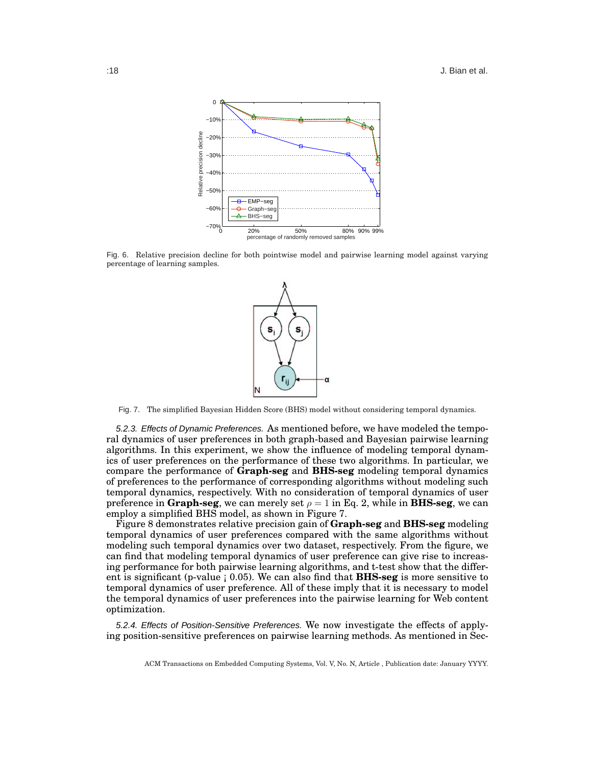Fig. 6. Relative precision decline for both pointwise model and pairwise learning model against varying percentage of learning samples.

Fig. 7. The simplified Bayesian Hidden Score (BHS) model without considering temporal dynamics.

*5.2.3. Effects of Dynamic Preferences.* As mentioned before, we have modeled the temporal dynamics of user preferences in both graph-based and Bayesian pairwise learning algorithms. In this experiment, we show the influence of modeling temporal dynamics of user preferences on the performance of these two algorithms. In particular, we compare the performance of **Graph-seg** and **BHS-seg** modeling temporal dynamics of preferences to the performance of corresponding algorithms without modeling such temporal dynamics, respectively. With no consideration of temporal dynamics of user preference in **Graph-seg**, we can merely set $\rho = 1$ in Eq. 2, while in **BHS-seg**, we can employ a simplified BHS model, as shown in Figure 7.

Figure 8 demonstrates relative precision gain of **Graph-seg** and **BHS-seg** modeling temporal dynamics of user preferences compared with the same algorithms without modeling such temporal dynamics over two dataset, respectively. From the figure, we can find that modeling temporal dynamics of user preference can give rise to increasing performance for both pairwise learning algorithms, and t-test show that the different is significant (p-value ¡ 0.05). We can also find that **BHS-seg** is more sensitive to temporal dynamics of user preference. All of these imply that it is necessary to model the temporal dynamics of user preferences into the pairwise learning for Web content optimization.

*5.2.4. Effects of Position-Sensitive Preferences.* We now investigate the effects of applying position-sensitive preferences on pairwise learning methods. As mentioned in Sec-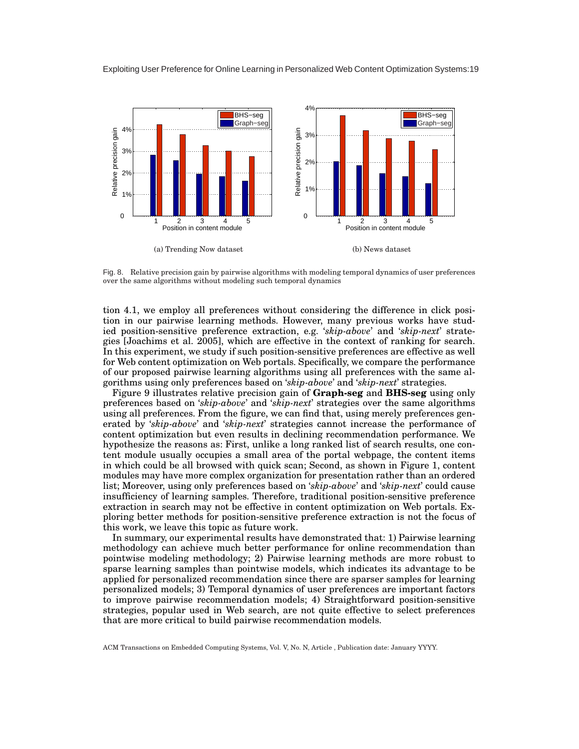(a) Trending Now dataset

(b) News dataset

Fig. 8. Relative precision gain by pairwise algorithms with modeling temporal dynamics of user preferences over the same algorithms without modeling such temporal dynamics

tion 4.1, we employ all preferences without considering the difference in click position in our pairwise learning methods. However, many previous works have studied position-sensitive preference extraction, e.g. '*skip-above*' and '*skip-next*' strategies [Joachims et al. 2005], which are effective in the context of ranking for search. In this experiment, we study if such position-sensitive preferences are effective as well for Web content optimization on Web portals. Specifically, we compare the performance of our proposed pairwise learning algorithms using all preferences with the same algorithms using only preferences based on '*skip-above*' and '*skip-next*' strategies.

Figure 9 illustrates relative precision gain of **Graph-seg** and **BHS-seg** using only preferences based on '*skip-above*' and '*skip-next*' strategies over the same algorithms using all preferences. From the figure, we can find that, using merely preferences generated by '*skip-above*' and '*skip-next*' strategies cannot increase the performance of content optimization but even results in declining recommendation performance. We hypothesize the reasons as: First, unlike a long ranked list of search results, one content module usually occupies a small area of the portal webpage, the content items in which could be all browsed with quick scan; Second, as shown in Figure 1, content modules may have more complex organization for presentation rather than an ordered list; Moreover, using only preferences based on '*skip-above*' and '*skip-next*' could cause insufficiency of learning samples. Therefore, traditional position-sensitive preference extraction in search may not be effective in content optimization on Web portals. Exploring better methods for position-sensitive preference extraction is not the focus of this work, we leave this topic as future work.

In summary, our experimental results have demonstrated that: 1) Pairwise learning methodology can achieve much better performance for online recommendation than pointwise modeling methodology; 2) Pairwise learning methods are more robust to sparse learning samples than pointwise models, which indicates its advantage to be applied for personalized recommendation since there are sparser samples for learning personalized models; 3) Temporal dynamics of user preferences are important factors to improve pairwise recommendation models; 4) Straightforward position-sensitive strategies, popular used in Web search, are not quite effective to select preferences that are more critical to build pairwise recommendation models.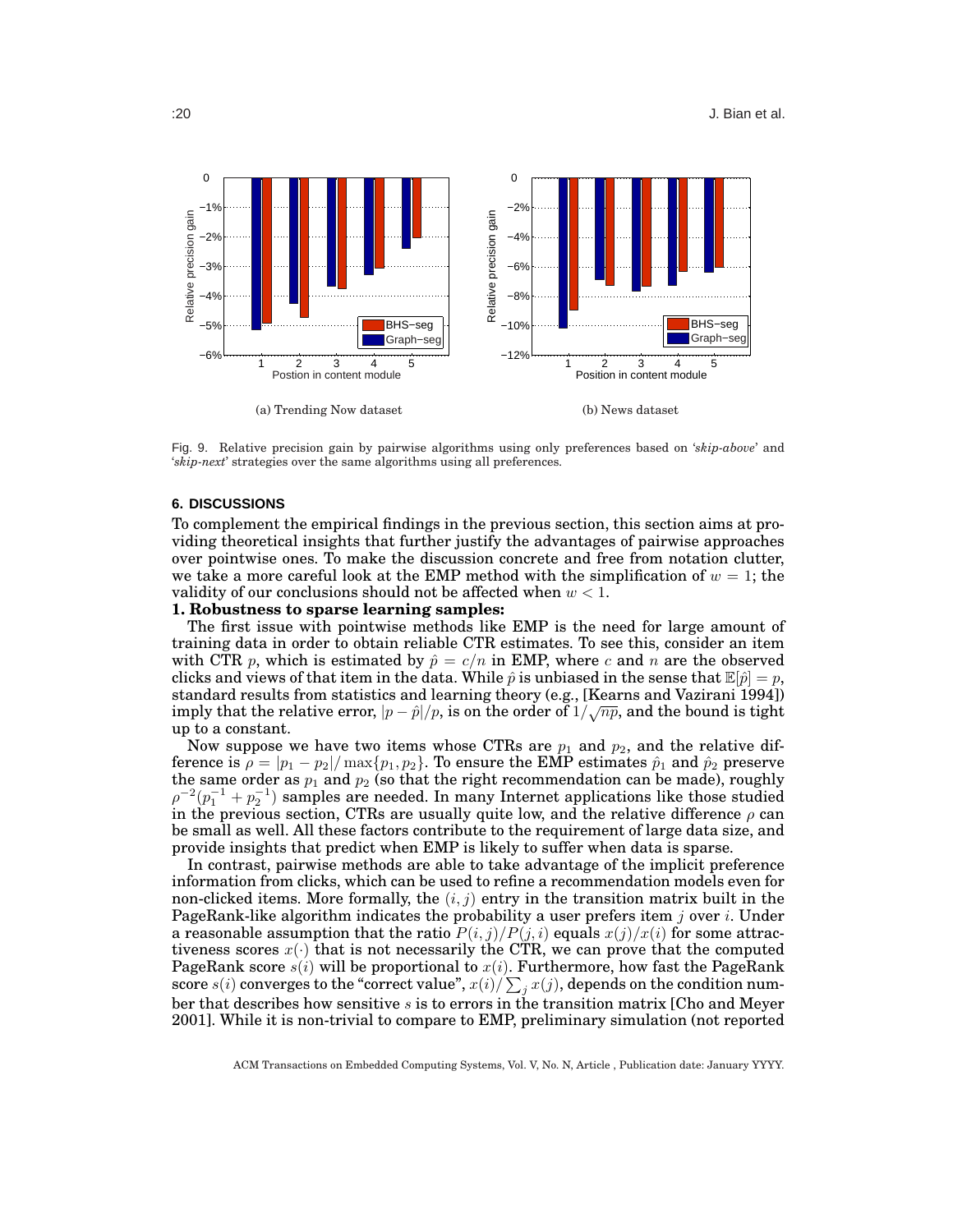(a) Trending Now dataset

(b) News dataset

Fig. 9. Relative precision gain by pairwise algorithms using only preferences based on '*skip-above*' and '*skip-next*' strategies over the same algorithms using all preferences.

### 6. DISCUSSIONS

To complement the empirical findings in the previous section, this section aims at providing theoretical insights that further justify the advantages of pairwise approaches over pointwise ones. To make the discussion concrete and free from notation clutter, we take a more careful look at the EMP method with the simplification of $w = 1$; the validity of our conclusions should not be affected when $w < 1$.

**1. Robustness to sparse learning samples:**

The first issue with pointwise methods like EMP is the need for large amount of training data in order to obtain reliable CTR estimates. To see this, consider an item with CTR $p$, which is estimated by $\hat{p} = c/n$ in EMP, where $c$ and $n$ are the observed clicks and views of that item in the data. While $\hat{p}$ is unbiased in the sense that $\mathbb{E}[\hat{p}] = p$, standard results from statistics and learning theory (e.g., [Kearns and Vazirani 1994]) imply that the relative error, $|p - \hat{p}|/p$, is on the order of $1/\sqrt{np}$, and the bound is tight up to a constant.

Now suppose we have two items whose CTRs are $p_1$ and $p_2$, and the relative difference is $\rho = |p_1 - p_2| / \max\{p_1, p_2\}$. To ensure the EMP estimates $\hat{p}_1$ and $\hat{p}_2$ preserve the same order as $p_1$ and $p_2$ (so that the right recommendation can be made), roughly $\rho^{-2}(p_1^{-1} + p_2^{-1})$ samples are needed. In many Internet applications like those studied in the previous section, CTRs are usually quite low, and the relative difference $\rho$ can be small as well. All these factors contribute to the requirement of large data size, and provide insights that predict when EMP is likely to suffer when data is sparse.

In contrast, pairwise methods are able to take advantage of the implicit preference information from clicks, which can be used to refine a recommendation models even for non-clicked items. More formally, the $(i, j)$ entry in the transition matrix built in the PageRank-like algorithm indicates the probability a user prefers item $j$ over $i$. Under a reasonable assumption that the ratio $P(i, j)/P(j, i)$ equals $x(j)/x(i)$ for some attractiveness scores $x(\cdot)$ that is not necessarily the CTR, we can prove that the computed PageRank score $s(i)$ will be proportional to $x(i)$. Furthermore, how fast the PageRank score $s(i)$ converges to the "correct value", $x(i)/\sum_j x(j)$, depends on the condition number that describes how sensitive $s$ is to errors in the transition matrix [Cho and Meyer 2001]. While it is non-trivial to compare to EMP, preliminary simulation (not reported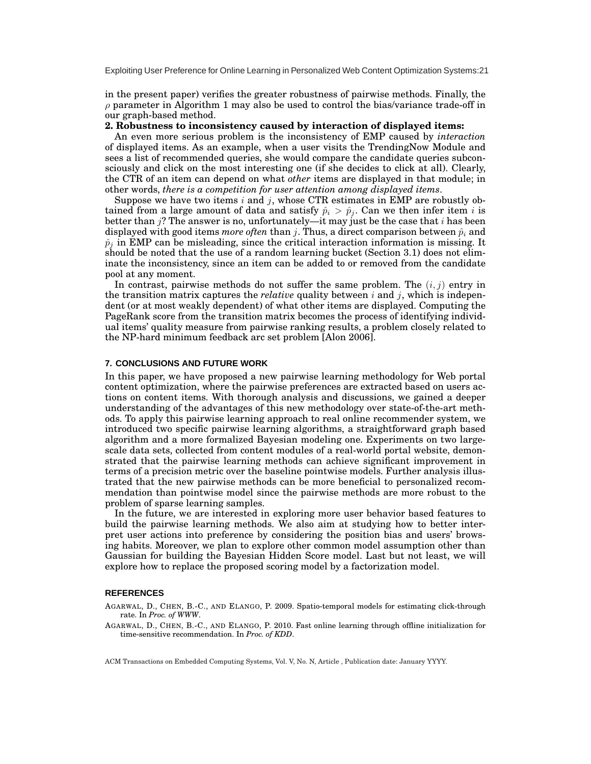in the present paper) verifies the greater robustness of pairwise methods. Finally, the $\rho$ parameter in Algorithm 1 may also be used to control the bias/variance trade-off in our graph-based method.

**2. Robustness to inconsistency caused by interaction of displayed items:**

An even more serious problem is the inconsistency of EMP caused by *interaction* of displayed items. As an example, when a user visits the TrendingNow Module and sees a list of recommended queries, she would compare the candidate queries subconsciously and click on the most interesting one (if she decides to click at all). Clearly, the CTR of an item can depend on what *other* items are displayed in that module; in other words, *there is a competition for user attention among displayed items*.

Suppose we have two items $i$ and $j$, whose CTR estimates in EMP are robustly obtained from a large amount of data and satisfy $\hat{p}_i > \hat{p}_j$. Can we then infer item $i$ is better than $j$? The answer is no, unfortunately—it may just be the case that $i$ has been displayed with good items *more often* than $j$. Thus, a direct comparison between $\hat{p}_i$ and $\hat{p}_j$ in EMP can be misleading, since the critical interaction information is missing. It should be noted that the use of a random learning bucket (Section 3.1) does not eliminate the inconsistency, since an item can be added to or removed from the candidate pool at any moment.

In contrast, pairwise methods do not suffer the same problem. The $(i, j)$ entry in the transition matrix captures the *relative* quality between $i$ and $j$, which is independent (or at most weakly dependent) of what other items are displayed. Computing the PageRank score from the transition matrix becomes the process of identifying individual items' quality measure from pairwise ranking results, a problem closely related to the NP-hard minimum feedback arc set problem [Alon 2006].

## 7. CONCLUSIONS AND FUTURE WORK

In this paper, we have proposed a new pairwise learning methodology for Web portal content optimization, where the pairwise preferences are extracted based on users actions on content items. With thorough analysis and discussions, we gained a deeper understanding of the advantages of this new methodology over state-of-the-art methods. To apply this pairwise learning approach to real online recommender system, we introduced two specific pairwise learning algorithms, a straightforward graph based algorithm and a more formalized Bayesian modeling one. Experiments on two large-scale data sets, collected from content modules of a real-world portal website, demonstrated that the pairwise learning methods can achieve significant improvement in terms of a precision metric over the baseline pointwise models. Further analysis illustrated that the new pairwise methods can be more beneficial to personalized recommendation than pointwise model since the pairwise methods are more robust to the problem of sparse learning samples.

In the future, we are interested in exploring more user behavior based features to build the pairwise learning methods. We also aim at studying how to better interpret user actions into preference by considering the position bias and users' browsing habits. Moreover, we plan to explore other common model assumption other than Gaussian for building the Bayesian Hidden Score model. Last but not least, we will explore how to replace the proposed scoring model by a factorization model.

## REFERENCES

AGARWAL, D., CHEN, B.-C., AND ELANGO, P. 2009. Spatio-temporal models for estimating click-through rate. In *Proc. of WWW*.

AGARWAL, D., CHEN, B.-C., AND ELANGO, P. 2010. Fast online learning through offline initialization for time-sensitive recommendation. In *Proc. of KDD*.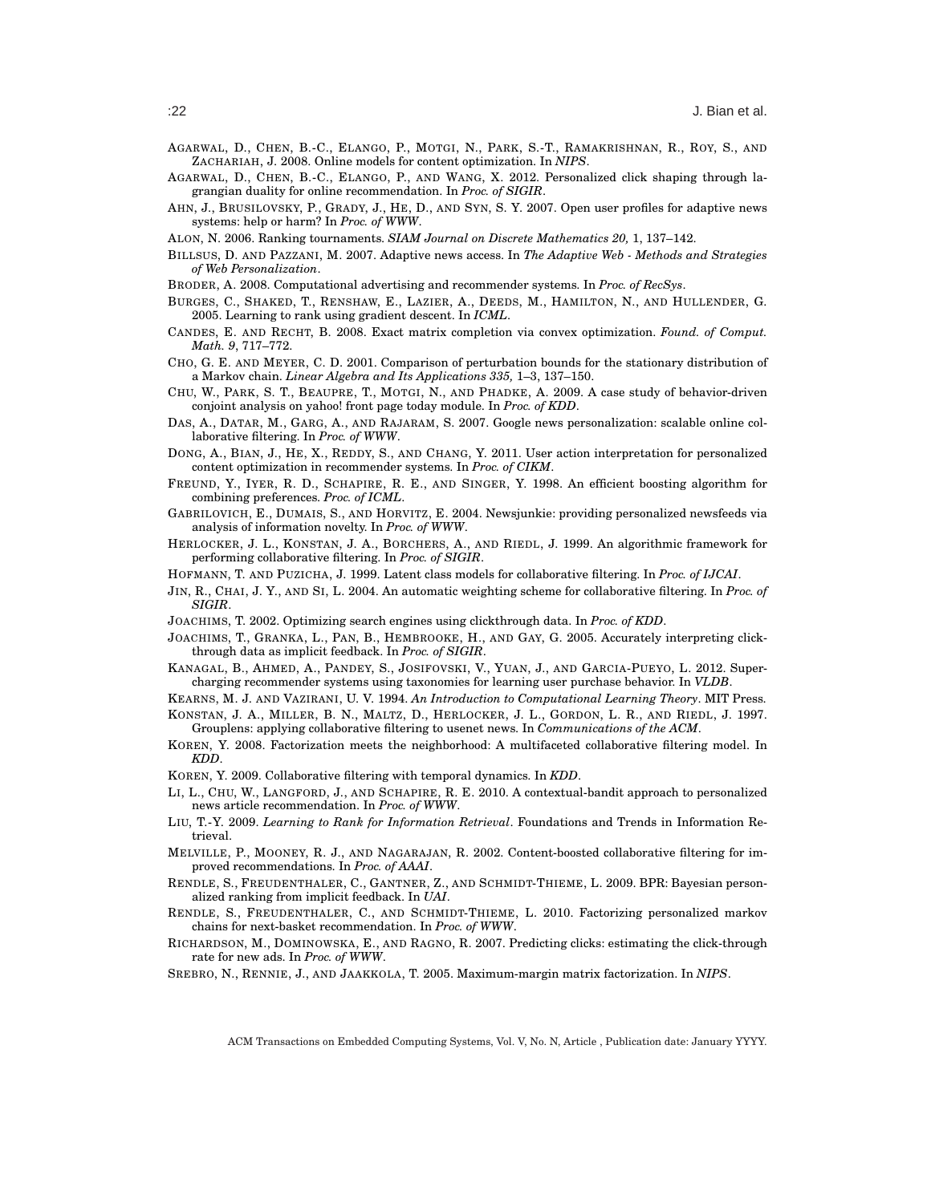AGARWAL, D., CHEN, B.-C., ELANGO, P., MOTGI, N., PARK, S.-T., RAMAKRISHNAN, R., ROY, S., AND ZACHARIAH, J. 2008. Online models for content optimization. In *NIPS*.

AGARWAL, D., CHEN, B.-C., ELANGO, P., AND WANG, X. 2012. Personalized click shaping through lagrangian duality for online recommendation. In *Proc. of SIGIR*.

AHN, J., BRUSILOVSKY, P., GRADY, J., HE, D., AND SYN, S. Y. 2007. Open user profiles for adaptive news systems: help or harm? In *Proc. of WWW*.

ALON, N. 2006. Ranking tournaments. *SIAM Journal on Discrete Mathematics 20,* 1, 137–142.

BILLSUS, D. AND PAZZANI, M. 2007. Adaptive news access. In *The Adaptive Web - Methods and Strategies of Web Personalization*.

BRODER, A. 2008. Computational advertising and recommender systems. In *Proc. of RecSys*.

BURGES, C., SHAKED, T., RENSHAW, E., LAZIER, A., DEEDS, M., HAMILTON, N., AND HULLENDER, G. 2005. Learning to rank using gradient descent. In *ICML*.

CANDES, E. AND RECHT, B. 2008. Exact matrix completion via convex optimization. *Found. of Comput. Math. 9*, 717–772.

CHO, G. E. AND MEYER, C. D. 2001. Comparison of perturbation bounds for the stationary distribution of a Markov chain. *Linear Algebra and Its Applications 335,* 1–3, 137–150.

CHU, W., PARK, S. T., BEAUPRE, T., MOTGI, N., AND PHADKE, A. 2009. A case study of behavior-driven conjoint analysis on yahoo! front page today module. In *Proc. of KDD*.

DAS, A., DATAR, M., GARG, A., AND RAJARAM, S. 2007. Google news personalization: scalable online collaborative filtering. In *Proc. of WWW*.

DONG, A., BIAN, J., HE, X., REDDY, S., AND CHANG, Y. 2011. User action interpretation for personalized content optimization in recommender systems. In *Proc. of CIKM*.

FREUND, Y., IYER, R. D., SCHAPIRE, R. E., AND SINGER, Y. 1998. An efficient boosting algorithm for combining preferences. *Proc. of ICML*.

GABRILOVICH, E., DUMAIS, S., AND HORVITZ, E. 2004. Newsjunkie: providing personalized newsfeeds via analysis of information novelty. In *Proc. of WWW*.

HERLOCKER, J. L., KONSTAN, J. A., BORCHERS, A., AND RIEDL, J. 1999. An algorithmic framework for performing collaborative filtering. In *Proc. of SIGIR*.

HOFMANN, T. AND PUZICHA, J. 1999. Latent class models for collaborative filtering. In *Proc. of IJCAI*.

JIN, R., CHAI, J. Y., AND SI, L. 2004. An automatic weighting scheme for collaborative filtering. In *Proc. of SIGIR*.

JOACHIMS, T. 2002. Optimizing search engines using clickthrough data. In *Proc. of KDD*.

JOACHIMS, T., GRANKA, L., PAN, B., HEMBROOKE, H., AND GAY, G. 2005. Accurately interpreting clickthrough data as implicit feedback. In *Proc. of SIGIR*.

KANAGAL, B., AHMED, A., PANDEY, S., JOSIFOVSKI, V., YUAN, J., AND GARCIA-PUEYO, L. 2012. Supercharging recommender systems using taxonomies for learning user purchase behavior. In *VLDB*.

KEARNS, M. J. AND VAZIRANI, U. V. 1994. *An Introduction to Computational Learning Theory*. MIT Press.

KONSTAN, J. A., MILLER, B. N., MALTZ, D., HERLOCKER, J. L., GORDON, L. R., AND RIEDL, J. 1997. Grouplens: applying collaborative filtering to usenet news. In *Communications of the ACM*.

KOREN, Y. 2008. Factorization meets the neighborhood: A multifaceted collaborative filtering model. In *KDD*.

KOREN, Y. 2009. Collaborative filtering with temporal dynamics. In *KDD*.

LI, L., CHU, W., LANGFORD, J., AND SCHAPIRE, R. E. 2010. A contextual-bandit approach to personalized news article recommendation. In *Proc. of WWW*.

LIU, T.-Y. 2009. *Learning to Rank for Information Retrieval*. Foundations and Trends in Information Retrieval.

MELVILLE, P., MOONEY, R. J., AND NAGARAJAN, R. 2002. Content-boosted collaborative filtering for improved recommendations. In *Proc. of AAAI*.

RENDLE, S., FREUDENTHALER, C., GANTNER, Z., AND SCHMIDT-THIEME, L. 2009. BPR: Bayesian personalized ranking from implicit feedback. In *UAI*.

RENDLE, S., FREUDENTHALER, C., AND SCHMIDT-THIEME, L. 2010. Factorizing personalized markov chains for next-basket recommendation. In *Proc. of WWW*.

RICHARDSON, M., DOMINOWSKA, E., AND RAGNO, R. 2007. Predicting clicks: estimating the click-through rate for new ads. In *Proc. of WWW*.

SREBRO, N., RENNIE, J., AND JAAKKOLA, T. 2005. Maximum-margin matrix factorization. In *NIPS*.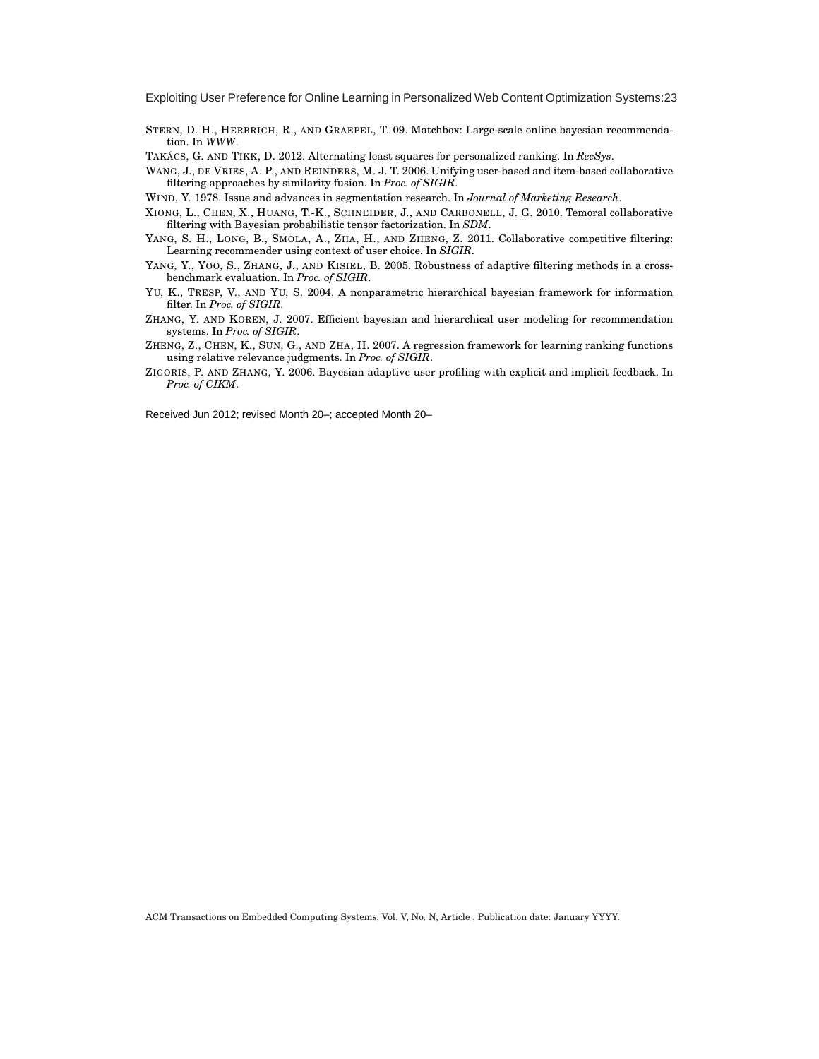STERN, D. H., HERBRICH, R., AND GRAEPEL, T. 09. Matchbox: Large-scale online bayesian recommendation. In *WWW*.

TAKÁCS, G. AND TIKK, D. 2012. Alternating least squares for personalized ranking. In *RecSys*.

WANG, J., DE VRIES, A. P., AND REINDERS, M. J. T. 2006. Unifying user-based and item-based collaborative filtering approaches by similarity fusion. In *Proc. of SIGIR*.

WIND, Y. 1978. Issue and advances in segmentation research. In *Journal of Marketing Research*.

XIONG, L., CHEN, X., HUANG, T.-K., SCHNEIDER, J., AND CARBONELL, J. G. 2010. Temoral collaborative filtering with Bayesian probabilistic tensor factorization. In *SDM*.

YANG, S. H., LONG, B., SMOLA, A., ZHA, H., AND ZHENG, Z. 2011. Collaborative competitive filtering: Learning recommender using context of user choice. In *SIGIR*.

YANG, Y., YOO, S., ZHANG, J., AND KISIEL, B. 2005. Robustness of adaptive filtering methods in a cross-benchmark evaluation. In *Proc. of SIGIR*.

YU, K., TRESP, V., AND YU, S. 2004. A nonparametric hierarchical bayesian framework for information filter. In *Proc. of SIGIR*.

ZHANG, Y. AND KOREN, J. 2007. Efficient bayesian and hierarchical user modeling for recommendation systems. In *Proc. of SIGIR*.

ZHENG, Z., CHEN, K., SUN, G., AND ZHA, H. 2007. A regression framework for learning ranking functions using relative relevance judgments. In *Proc. of SIGIR*.

ZIGORIS, P. AND ZHANG, Y. 2006. Bayesian adaptive user profiling with explicit and implicit feedback. In *Proc. of CIKM*.

Received Jun 2012; revised Month 20–; accepted Month 20–